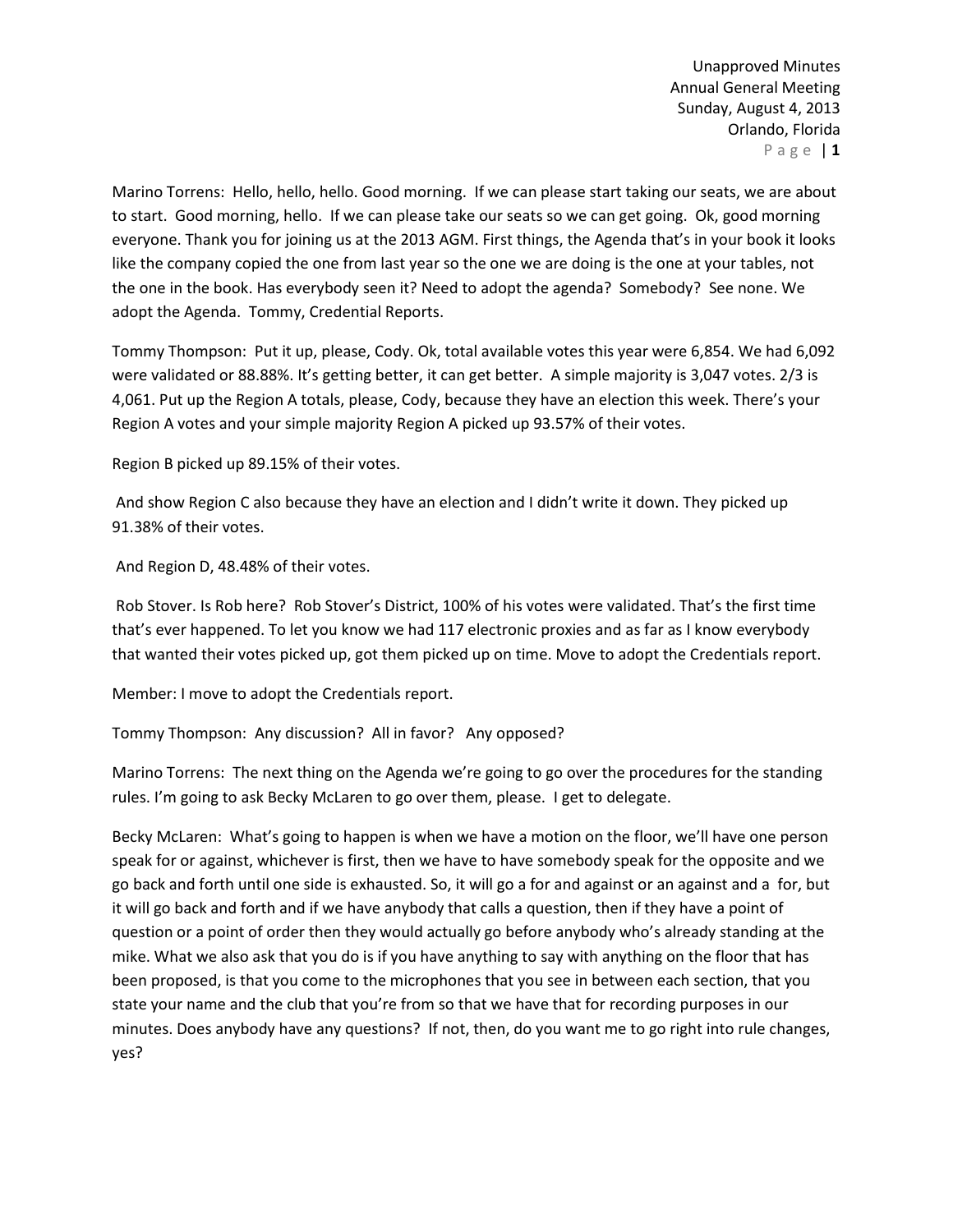Unapproved Minutes
Annual General Meeting
Sunday, August 4, 2013
Orlando, Florida

Marino Torrens: Hello, hello, hello. Good morning. If we can please start taking our seats, we are about to start. Good morning, hello. If we can please take our seats so we can get going. Ok, good morning everyone. Thank you for joining us at the 2013 AGM. First things, the Agenda that's in your book it looks like the company copied the one from last year so the one we are doing is the one at your tables, not the one in the book. Has everybody seen it? Need to adopt the agenda? Somebody? See none. We adopt the Agenda. Tommy, Credential Reports.

Tommy Thompson: Put it up, please, Cody. Ok, total available votes this year were 6,854. We had 6,092 were validated or 88.88%. It's getting better, it can get better. A simple majority is 3,047 votes. 2/3 is 4,061. Put up the Region A totals, please, Cody, because they have an election this week. There's your Region A votes and your simple majority Region A picked up 93.57% of their votes.

Region B picked up 89.15% of their votes.

And show Region C also because they have an election and I didn't write it down. They picked up 91.38% of their votes.

And Region D, 48.48% of their votes.

Rob Stover. Is Rob here? Rob Stover's District, 100% of his votes were validated. That's the first time that's ever happened. To let you know we had 117 electronic proxies and as far as I know everybody that wanted their votes picked up, got them picked up on time. Move to adopt the Credentials report.

Member: I move to adopt the Credentials report.

Tommy Thompson: Any discussion? All in favor? Any opposed?

Marino Torrens: The next thing on the Agenda we're going to go over the procedures for the standing rules. I'm going to ask Becky McLaren to go over them, please. I get to delegate.

Becky McLaren: What's going to happen is when we have a motion on the floor, we'll have one person speak for or against, whichever is first, then we have to have somebody speak for the opposite and we go back and forth until one side is exhausted. So, it will go a for and against or an against and a for, but it will go back and forth and if we have anybody that calls a question, then if they have a point of question or a point of order then they would actually go before anybody who's already standing at the mike. What we also ask that you do is if you have anything to say with anything on the floor that has been proposed, is that you come to the microphones that you see in between each section, that you state your name and the club that you're from so that we have that for recording purposes in our minutes. Does anybody have any questions? If not, then, do you want me to go right into rule changes, yes?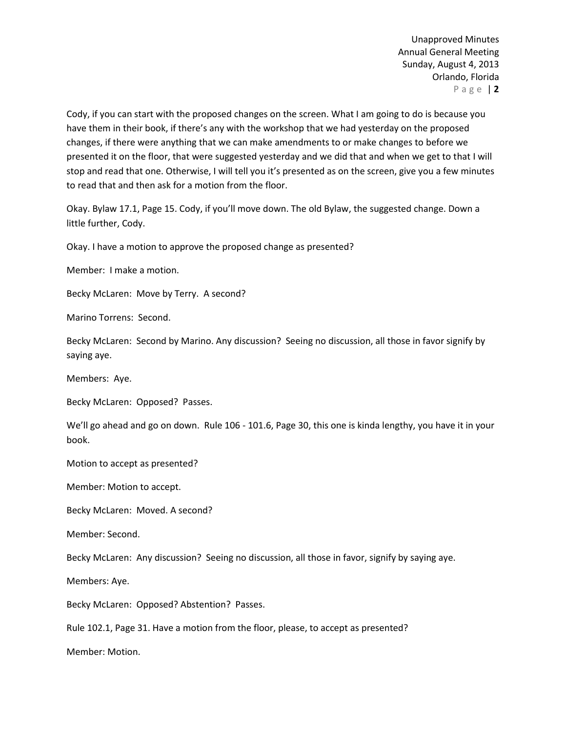Cody, if you can start with the proposed changes on the screen. What I am going to do is because you have them in their book, if there's any with the workshop that we had yesterday on the proposed changes, if there were anything that we can make amendments to or make changes to before we presented it on the floor, that were suggested yesterday and we did that and when we get to that I will stop and read that one. Otherwise, I will tell you it's presented as on the screen, give you a few minutes to read that and then ask for a motion from the floor.

Okay. Bylaw 17.1, Page 15. Cody, if you'll move down. The old Bylaw, the suggested change. Down a little further, Cody.

Okay. I have a motion to approve the proposed change as presented?

Member: I make a motion.

Becky McLaren: Move by Terry. A second?

Marino Torrens: Second.

Becky McLaren: Second by Marino. Any discussion? Seeing no discussion, all those in favor signify by saying aye.

Members: Aye.

Becky McLaren: Opposed? Passes.

We'll go ahead and go on down. Rule 106 - 101.6, Page 30, this one is kinda lengthy, you have it in your book.

Motion to accept as presented?

Member: Motion to accept.

Becky McLaren: Moved. A second?

Member: Second.

Becky McLaren: Any discussion? Seeing no discussion, all those in favor, signify by saying aye.

Members: Aye.

Becky McLaren: Opposed? Abstention? Passes.

Rule 102.1, Page 31. Have a motion from the floor, please, to accept as presented?

Member: Motion.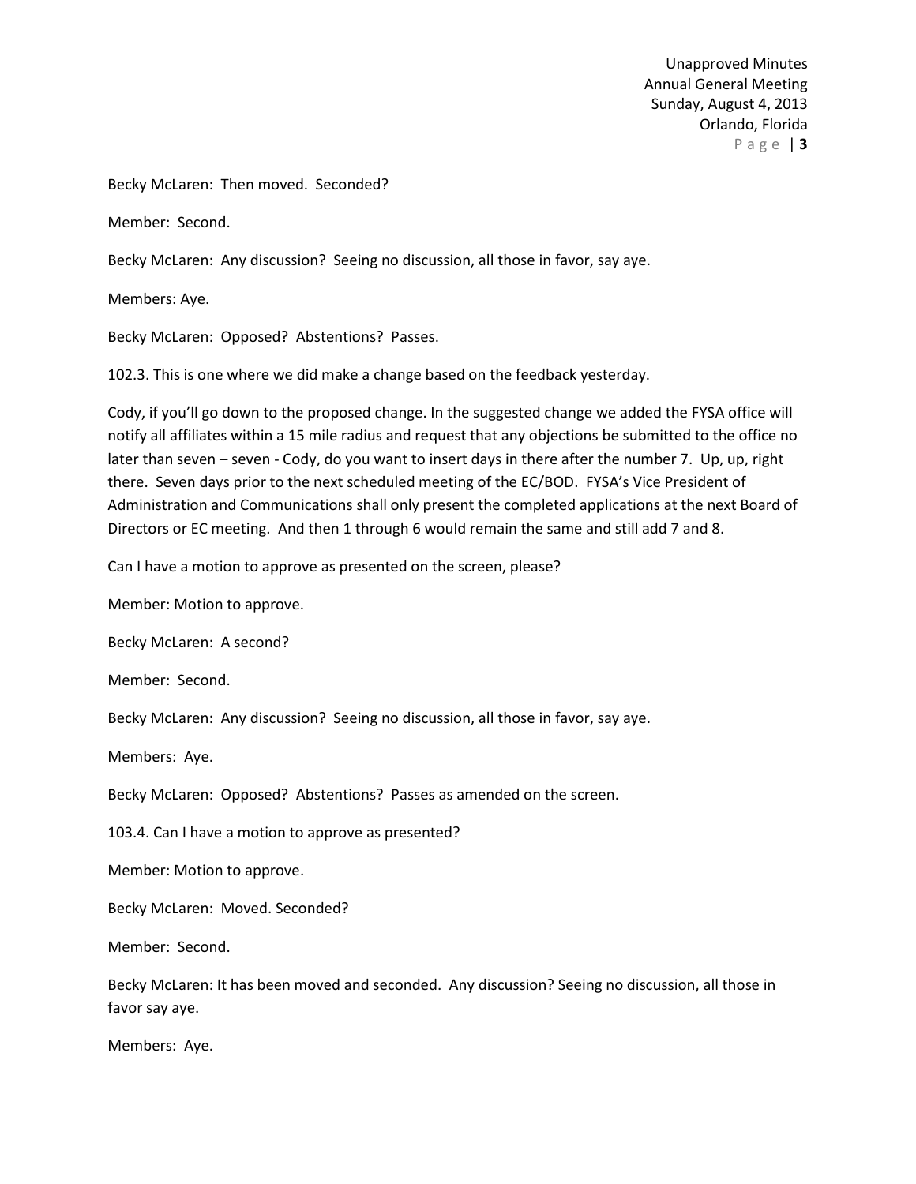Becky McLaren: Then moved. Seconded?

Member: Second.

Becky McLaren: Any discussion? Seeing no discussion, all those in favor, say aye.

Members: Aye.

Becky McLaren: Opposed? Abstentions? Passes.

102.3. This is one where we did make a change based on the feedback yesterday.

Cody, if you'll go down to the proposed change. In the suggested change we added the FYSA office will notify all affiliates within a 15 mile radius and request that any objections be submitted to the office no later than seven – seven - Cody, do you want to insert days in there after the number 7. Up, up, right there. Seven days prior to the next scheduled meeting of the EC/BOD. FYSA's Vice President of Administration and Communications shall only present the completed applications at the next Board of Directors or EC meeting. And then 1 through 6 would remain the same and still add 7 and 8.

Can I have a motion to approve as presented on the screen, please?

Member: Motion to approve.

Becky McLaren: A second?

Member: Second.

Becky McLaren: Any discussion? Seeing no discussion, all those in favor, say aye.

Members: Aye.

Becky McLaren: Opposed? Abstentions? Passes as amended on the screen.

103.4. Can I have a motion to approve as presented?

Member: Motion to approve.

Becky McLaren: Moved. Seconded?

Member: Second.

Becky McLaren: It has been moved and seconded. Any discussion? Seeing no discussion, all those in favor say aye.

Members: Aye.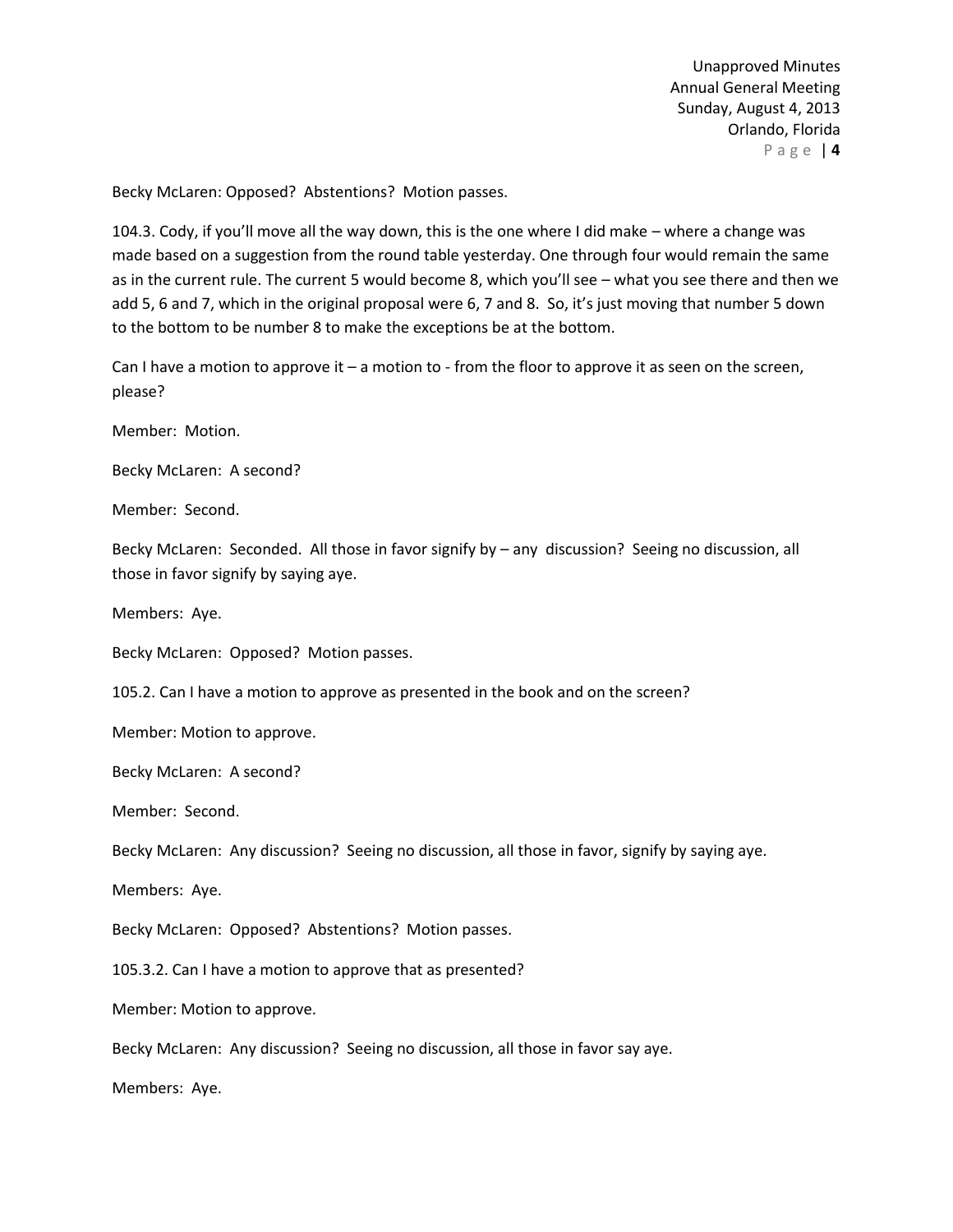Becky McLaren: Opposed? Abstentions? Motion passes.

104.3. Cody, if you'll move all the way down, this is the one where I did make – where a change was made based on a suggestion from the round table yesterday. One through four would remain the same as in the current rule. The current 5 would become 8, which you'll see – what you see there and then we add 5, 6 and 7, which in the original proposal were 6, 7 and 8. So, it's just moving that number 5 down to the bottom to be number 8 to make the exceptions be at the bottom.

Can I have a motion to approve it – a motion to - from the floor to approve it as seen on the screen, please?

Member: Motion.

Becky McLaren: A second?

Member: Second.

Becky McLaren: Seconded. All those in favor signify by – any discussion? Seeing no discussion, all those in favor signify by saying aye.

Members: Aye.

Becky McLaren: Opposed? Motion passes.

105.2. Can I have a motion to approve as presented in the book and on the screen?

Member: Motion to approve.

Becky McLaren: A second?

Member: Second.

Becky McLaren: Any discussion? Seeing no discussion, all those in favor, signify by saying aye.

Members: Aye.

Becky McLaren: Opposed? Abstentions? Motion passes.

105.3.2. Can I have a motion to approve that as presented?

Member: Motion to approve.

Becky McLaren: Any discussion? Seeing no discussion, all those in favor say aye.

Members: Aye.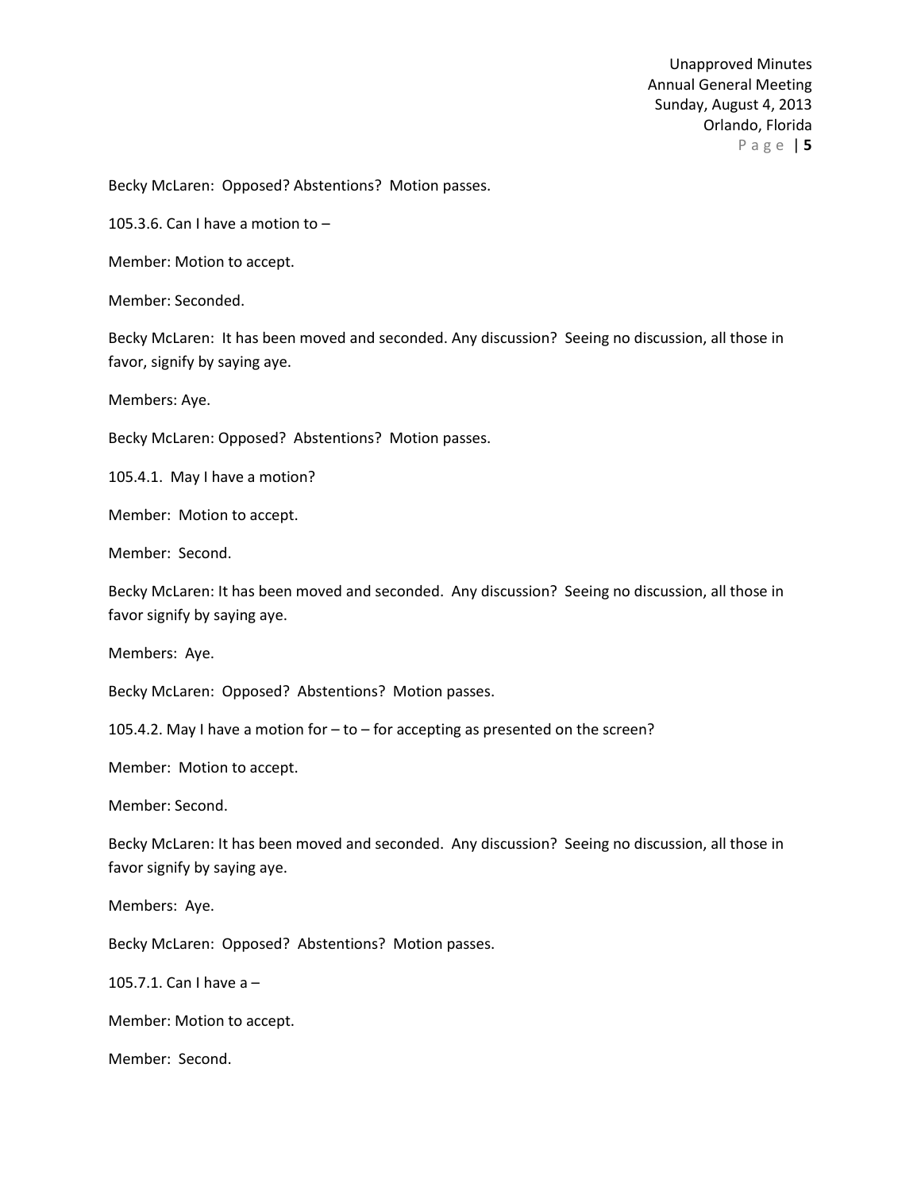Becky McLaren: Opposed? Abstentions? Motion passes.

105.3.6. Can I have a motion to –

Member: Motion to accept.

Member: Seconded.

Becky McLaren: It has been moved and seconded. Any discussion? Seeing no discussion, all those in favor, signify by saying aye.

Members: Aye.

Becky McLaren: Opposed? Abstentions? Motion passes.

105.4.1. May I have a motion?

Member: Motion to accept.

Member: Second.

Becky McLaren: It has been moved and seconded. Any discussion? Seeing no discussion, all those in favor signify by saying aye.

Members: Aye.

Becky McLaren: Opposed? Abstentions? Motion passes.

105.4.2. May I have a motion for – to – for accepting as presented on the screen?

Member: Motion to accept.

Member: Second.

Becky McLaren: It has been moved and seconded. Any discussion? Seeing no discussion, all those in favor signify by saying aye.

Members: Aye.

Becky McLaren: Opposed? Abstentions? Motion passes.

105.7.1. Can I have a –

Member: Motion to accept.

Member: Second.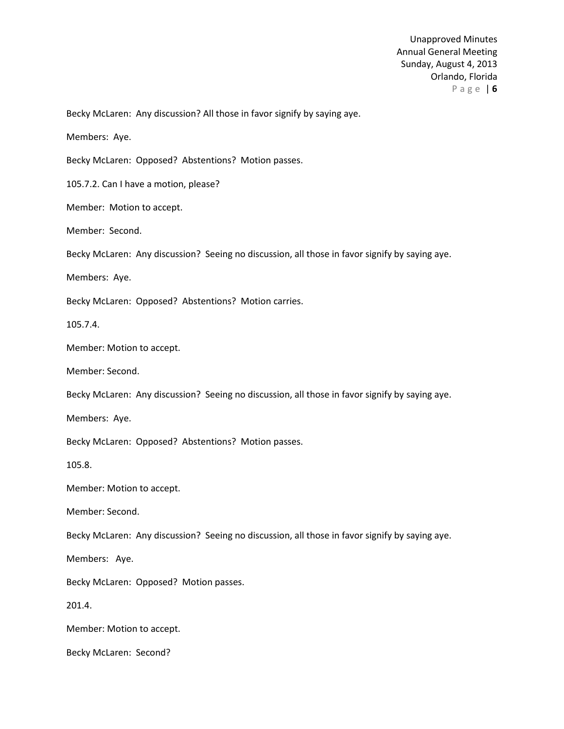Becky McLaren: Any discussion? All those in favor signify by saying aye.

Members: Aye.

Becky McLaren: Opposed? Abstentions? Motion passes.

105.7.2. Can I have a motion, please?

Member: Motion to accept.

Member: Second.

Becky McLaren: Any discussion? Seeing no discussion, all those in favor signify by saying aye.

Members: Aye.

Becky McLaren: Opposed? Abstentions? Motion carries.

105.7.4.

Member: Motion to accept.

Member: Second.

Becky McLaren: Any discussion? Seeing no discussion, all those in favor signify by saying aye.

Members: Aye.

Becky McLaren: Opposed? Abstentions? Motion passes.

105.8.

Member: Motion to accept.

Member: Second.

Becky McLaren: Any discussion? Seeing no discussion, all those in favor signify by saying aye.

Members: Aye.

Becky McLaren: Opposed? Motion passes.

201.4.

Member: Motion to accept.

Becky McLaren: Second?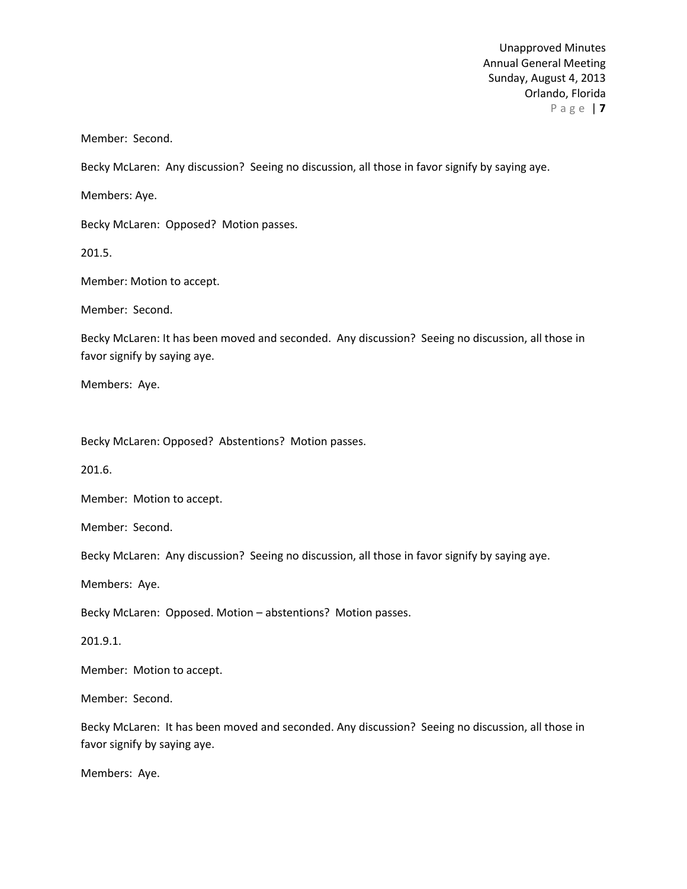Member: Second.

Becky McLaren: Any discussion? Seeing no discussion, all those in favor signify by saying aye.

Members: Aye.

Becky McLaren: Opposed? Motion passes.

201.5.

Member: Motion to accept.

Member: Second.

Becky McLaren: It has been moved and seconded. Any discussion? Seeing no discussion, all those in favor signify by saying aye.

Members: Aye.

Becky McLaren: Opposed? Abstentions? Motion passes.

201.6.

Member: Motion to accept.

Member: Second.

Becky McLaren: Any discussion? Seeing no discussion, all those in favor signify by saying aye.

Members: Aye.

Becky McLaren: Opposed. Motion – abstentions? Motion passes.

201.9.1.

Member: Motion to accept.

Member: Second.

Becky McLaren: It has been moved and seconded. Any discussion? Seeing no discussion, all those in favor signify by saying aye.

Members: Aye.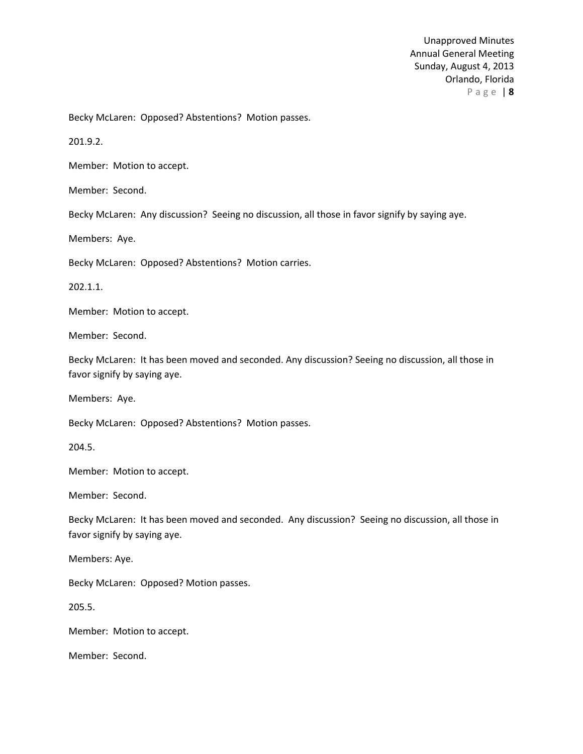Becky McLaren: Opposed? Abstentions? Motion passes.

201.9.2.

Member: Motion to accept.

Member: Second.

Becky McLaren: Any discussion? Seeing no discussion, all those in favor signify by saying aye.

Members: Aye.

Becky McLaren: Opposed? Abstentions? Motion carries.

202.1.1.

Member: Motion to accept.

Member: Second.

Becky McLaren: It has been moved and seconded. Any discussion? Seeing no discussion, all those in favor signify by saying aye.

Members: Aye.

Becky McLaren: Opposed? Abstentions? Motion passes.

204.5.

Member: Motion to accept.

Member: Second.

Becky McLaren: It has been moved and seconded. Any discussion? Seeing no discussion, all those in favor signify by saying aye.

Members: Aye.

Becky McLaren: Opposed? Motion passes.

205.5.

Member: Motion to accept.

Member: Second.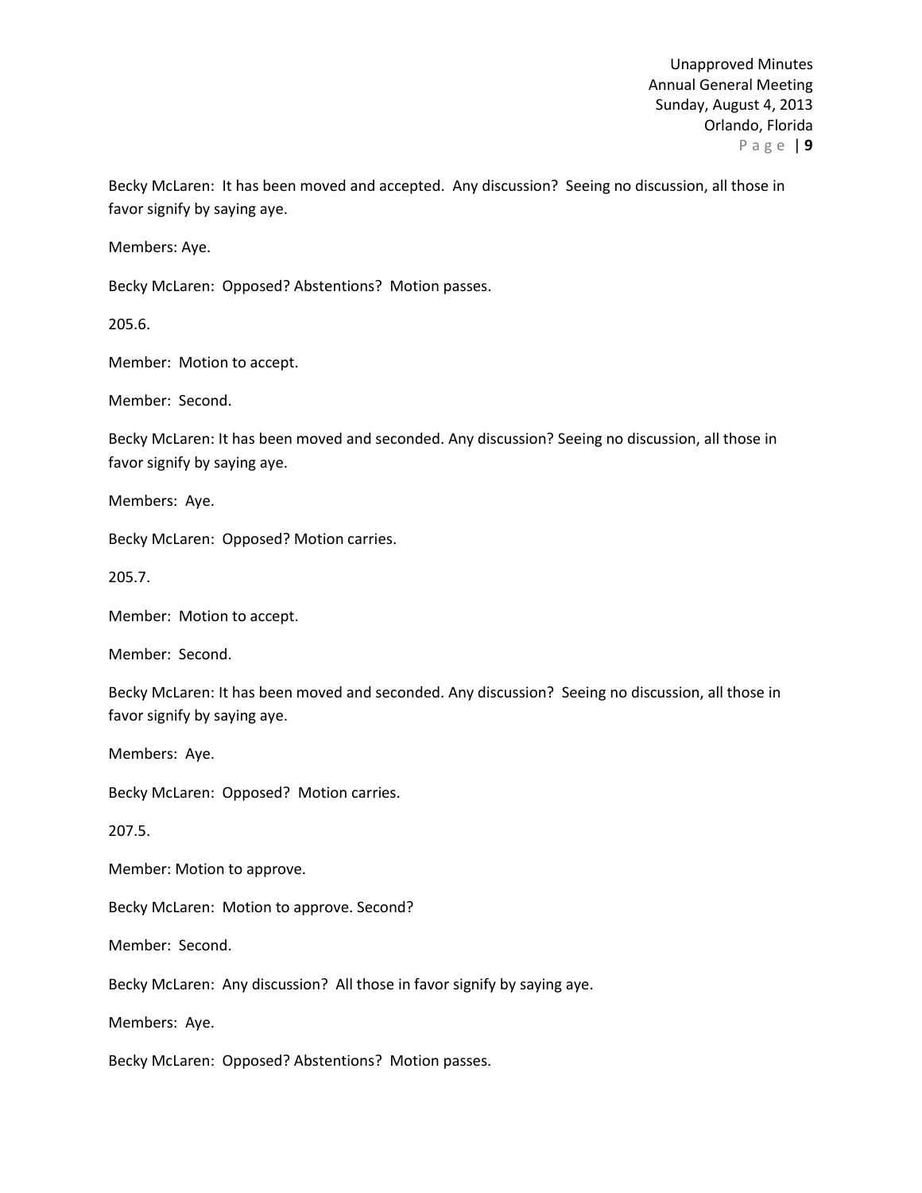Becky McLaren: It has been moved and accepted. Any discussion? Seeing no discussion, all those in favor signify by saying aye.

Members: Aye.

Becky McLaren: Opposed? Abstentions? Motion passes.

205.6.

Member: Motion to accept.

Member: Second.

Becky McLaren: It has been moved and seconded. Any discussion? Seeing no discussion, all those in favor signify by saying aye.

Members: Aye.

Becky McLaren: Opposed? Motion carries.

205.7.

Member: Motion to accept.

Member: Second.

Becky McLaren: It has been moved and seconded. Any discussion? Seeing no discussion, all those in favor signify by saying aye.

Members: Aye.

Becky McLaren: Opposed? Motion carries.

207.5.

Member: Motion to approve.

Becky McLaren: Motion to approve. Second?

Member: Second.

Becky McLaren: Any discussion? All those in favor signify by saying aye.

Members: Aye.

Becky McLaren: Opposed? Abstentions? Motion passes.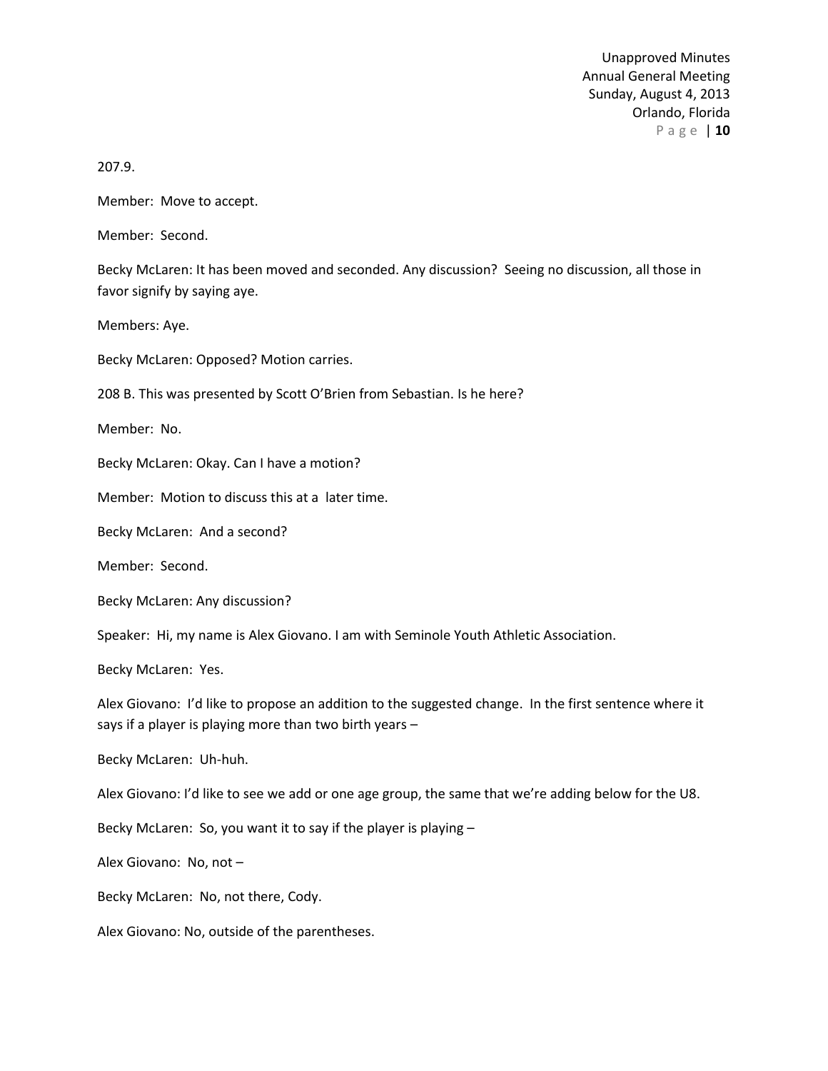207.9.

Member: Move to accept.

Member: Second.

Becky McLaren: It has been moved and seconded. Any discussion? Seeing no discussion, all those in favor signify by saying aye.

Members: Aye.

Becky McLaren: Opposed? Motion carries.

208 B. This was presented by Scott O'Brien from Sebastian. Is he here?

Member: No.

Becky McLaren: Okay. Can I have a motion?

Member: Motion to discuss this at a later time.

Becky McLaren: And a second?

Member: Second.

Becky McLaren: Any discussion?

Speaker: Hi, my name is Alex Giovano. I am with Seminole Youth Athletic Association.

Becky McLaren: Yes.

Alex Giovano: I'd like to propose an addition to the suggested change. In the first sentence where it says if a player is playing more than two birth years –

Becky McLaren: Uh-huh.

Alex Giovano: I'd like to see we add or one age group, the same that we're adding below for the U8.

Becky McLaren: So, you want it to say if the player is playing –

Alex Giovano: No, not –

Becky McLaren: No, not there, Cody.

Alex Giovano: No, outside of the parentheses.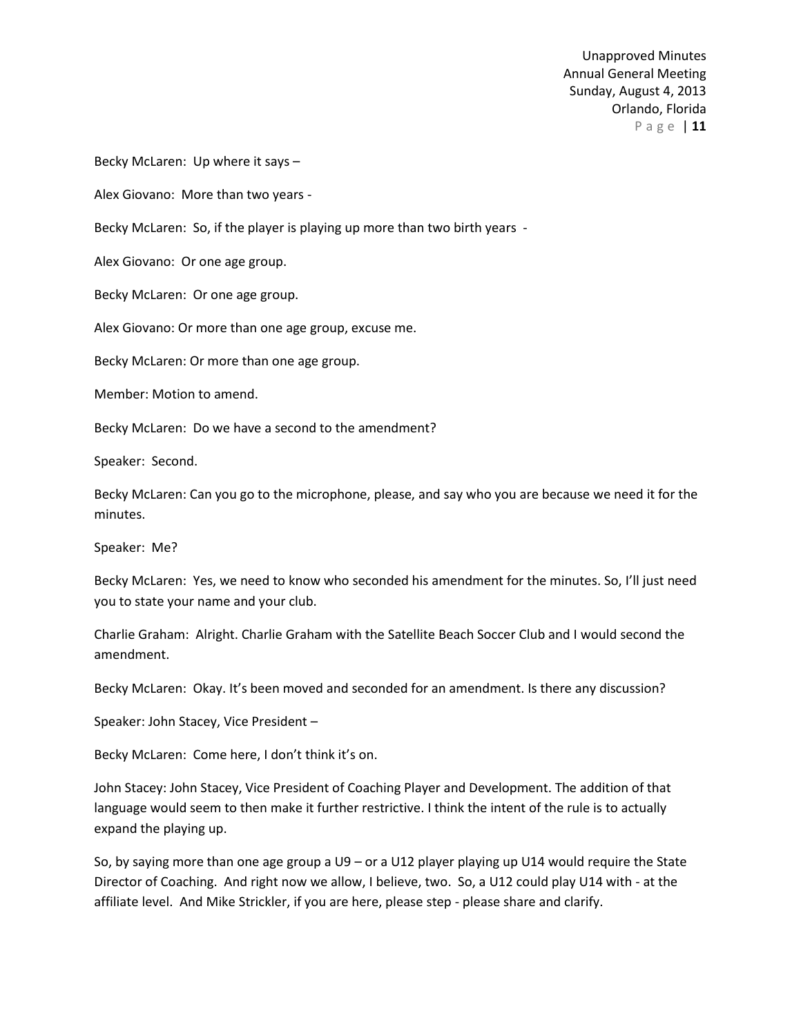Becky McLaren: Up where it says –

Alex Giovano: More than two years -

Becky McLaren: So, if the player is playing up more than two birth years -

Alex Giovano: Or one age group.

Becky McLaren: Or one age group.

Alex Giovano: Or more than one age group, excuse me.

Becky McLaren: Or more than one age group.

Member: Motion to amend.

Becky McLaren: Do we have a second to the amendment?

Speaker: Second.

Becky McLaren: Can you go to the microphone, please, and say who you are because we need it for the minutes.

Speaker: Me?

Becky McLaren: Yes, we need to know who seconded his amendment for the minutes. So, I'll just need you to state your name and your club.

Charlie Graham: Alright. Charlie Graham with the Satellite Beach Soccer Club and I would second the amendment.

Becky McLaren: Okay. It's been moved and seconded for an amendment. Is there any discussion?

Speaker: John Stacey, Vice President –

Becky McLaren: Come here, I don't think it's on.

John Stacey: John Stacey, Vice President of Coaching Player and Development. The addition of that language would seem to then make it further restrictive. I think the intent of the rule is to actually expand the playing up.

So, by saying more than one age group a U9 – or a U12 player playing up U14 would require the State Director of Coaching. And right now we allow, I believe, two. So, a U12 could play U14 with - at the affiliate level. And Mike Strickler, if you are here, please step - please share and clarify.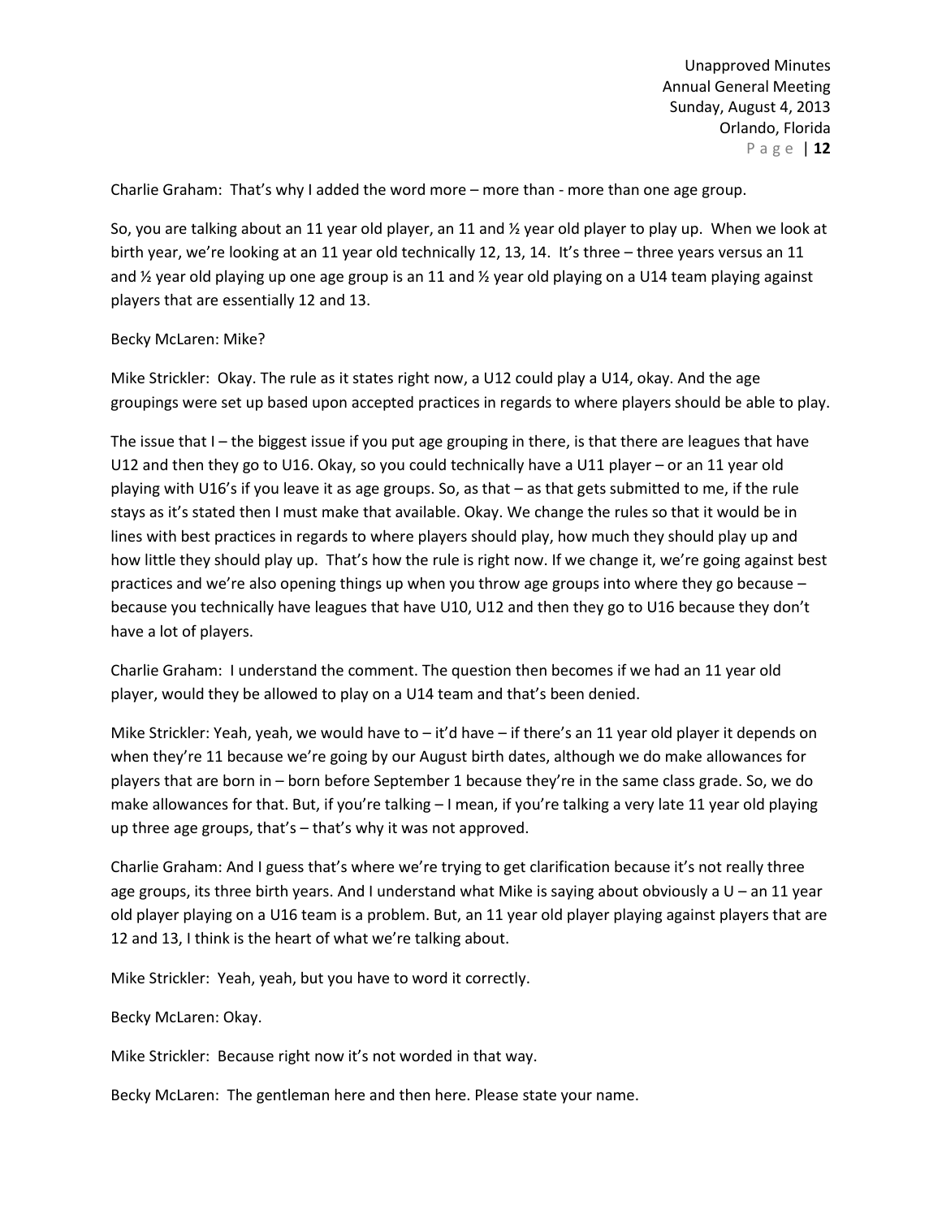Charlie Graham: That's why I added the word more – more than - more than one age group.

So, you are talking about an 11 year old player, an 11 and ½ year old player to play up. When we look at birth year, we're looking at an 11 year old technically 12, 13, 14. It's three – three years versus an 11 and ½ year old playing up one age group is an 11 and ½ year old playing on a U14 team playing against players that are essentially 12 and 13.

Becky McLaren: Mike?

Mike Strickler: Okay. The rule as it states right now, a U12 could play a U14, okay. And the age groupings were set up based upon accepted practices in regards to where players should be able to play.

The issue that I – the biggest issue if you put age grouping in there, is that there are leagues that have U12 and then they go to U16. Okay, so you could technically have a U11 player – or an 11 year old playing with U16's if you leave it as age groups. So, as that – as that gets submitted to me, if the rule stays as it's stated then I must make that available. Okay. We change the rules so that it would be in lines with best practices in regards to where players should play, how much they should play up and how little they should play up. That's how the rule is right now. If we change it, we're going against best practices and we're also opening things up when you throw age groups into where they go because – because you technically have leagues that have U10, U12 and then they go to U16 because they don't have a lot of players.

Charlie Graham: I understand the comment. The question then becomes if we had an 11 year old player, would they be allowed to play on a U14 team and that's been denied.

Mike Strickler: Yeah, yeah, we would have to – it'd have – if there's an 11 year old player it depends on when they're 11 because we're going by our August birth dates, although we do make allowances for players that are born in – born before September 1 because they're in the same class grade. So, we do make allowances for that. But, if you're talking – I mean, if you're talking a very late 11 year old playing up three age groups, that's – that's why it was not approved.

Charlie Graham: And I guess that's where we're trying to get clarification because it's not really three age groups, its three birth years. And I understand what Mike is saying about obviously a U – an 11 year old player playing on a U16 team is a problem. But, an 11 year old player playing against players that are 12 and 13, I think is the heart of what we're talking about.

Mike Strickler: Yeah, yeah, but you have to word it correctly.

Becky McLaren: Okay.

Mike Strickler: Because right now it's not worded in that way.

Becky McLaren: The gentleman here and then here. Please state your name.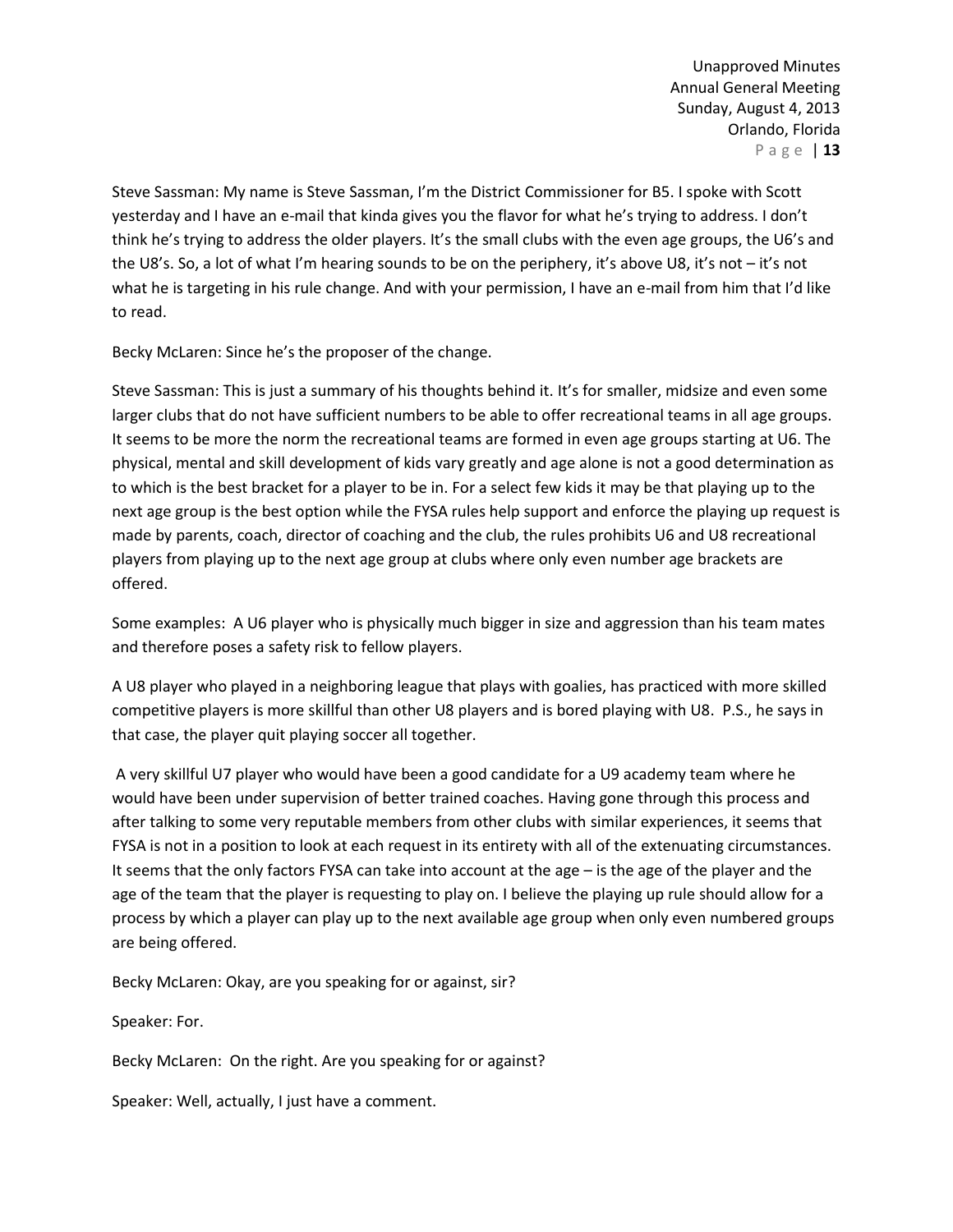Steve Sassman: My name is Steve Sassman, I'm the District Commissioner for B5. I spoke with Scott yesterday and I have an e-mail that kinda gives you the flavor for what he's trying to address. I don't think he's trying to address the older players. It's the small clubs with the even age groups, the U6's and the U8's. So, a lot of what I'm hearing sounds to be on the periphery, it's above U8, it's not – it's not what he is targeting in his rule change. And with your permission, I have an e-mail from him that I'd like to read.

Becky McLaren: Since he's the proposer of the change.

Steve Sassman: This is just a summary of his thoughts behind it. It's for smaller, midsize and even some larger clubs that do not have sufficient numbers to be able to offer recreational teams in all age groups. It seems to be more the norm the recreational teams are formed in even age groups starting at U6. The physical, mental and skill development of kids vary greatly and age alone is not a good determination as to which is the best bracket for a player to be in. For a select few kids it may be that playing up to the next age group is the best option while the FYSA rules help support and enforce the playing up request is made by parents, coach, director of coaching and the club, the rules prohibits U6 and U8 recreational players from playing up to the next age group at clubs where only even number age brackets are offered.

Some examples: A U6 player who is physically much bigger in size and aggression than his team mates and therefore poses a safety risk to fellow players.

A U8 player who played in a neighboring league that plays with goalies, has practiced with more skilled competitive players is more skillful than other U8 players and is bored playing with U8. P.S., he says in that case, the player quit playing soccer all together.

A very skillful U7 player who would have been a good candidate for a U9 academy team where he would have been under supervision of better trained coaches. Having gone through this process and after talking to some very reputable members from other clubs with similar experiences, it seems that FYSA is not in a position to look at each request in its entirety with all of the extenuating circumstances. It seems that the only factors FYSA can take into account at the age – is the age of the player and the age of the team that the player is requesting to play on. I believe the playing up rule should allow for a process by which a player can play up to the next available age group when only even numbered groups are being offered.

Becky McLaren: Okay, are you speaking for or against, sir?

Speaker: For.

Becky McLaren: On the right. Are you speaking for or against?

Speaker: Well, actually, I just have a comment.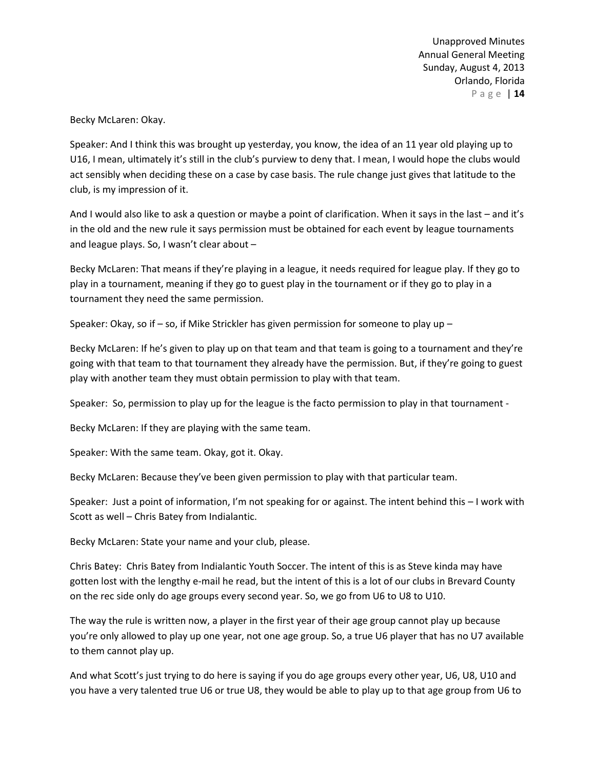Becky McLaren: Okay.

Speaker: And I think this was brought up yesterday, you know, the idea of an 11 year old playing up to U16, I mean, ultimately it's still in the club's purview to deny that. I mean, I would hope the clubs would act sensibly when deciding these on a case by case basis. The rule change just gives that latitude to the club, is my impression of it.

And I would also like to ask a question or maybe a point of clarification. When it says in the last – and it's in the old and the new rule it says permission must be obtained for each event by league tournaments and league plays. So, I wasn't clear about –

Becky McLaren: That means if they're playing in a league, it needs required for league play. If they go to play in a tournament, meaning if they go to guest play in the tournament or if they go to play in a tournament they need the same permission.

Speaker: Okay, so if – so, if Mike Strickler has given permission for someone to play up –

Becky McLaren: If he's given to play up on that team and that team is going to a tournament and they're going with that team to that tournament they already have the permission. But, if they're going to guest play with another team they must obtain permission to play with that team.

Speaker: So, permission to play up for the league is the facto permission to play in that tournament -

Becky McLaren: If they are playing with the same team.

Speaker: With the same team. Okay, got it. Okay.

Becky McLaren: Because they've been given permission to play with that particular team.

Speaker: Just a point of information, I'm not speaking for or against. The intent behind this – I work with Scott as well – Chris Batey from Indialantic.

Becky McLaren: State your name and your club, please.

Chris Batey: Chris Batey from Indialantic Youth Soccer. The intent of this is as Steve kinda may have gotten lost with the lengthy e-mail he read, but the intent of this is a lot of our clubs in Brevard County on the rec side only do age groups every second year. So, we go from U6 to U8 to U10.

The way the rule is written now, a player in the first year of their age group cannot play up because you're only allowed to play up one year, not one age group. So, a true U6 player that has no U7 available to them cannot play up.

And what Scott's just trying to do here is saying if you do age groups every other year, U6, U8, U10 and you have a very talented true U6 or true U8, they would be able to play up to that age group from U6 to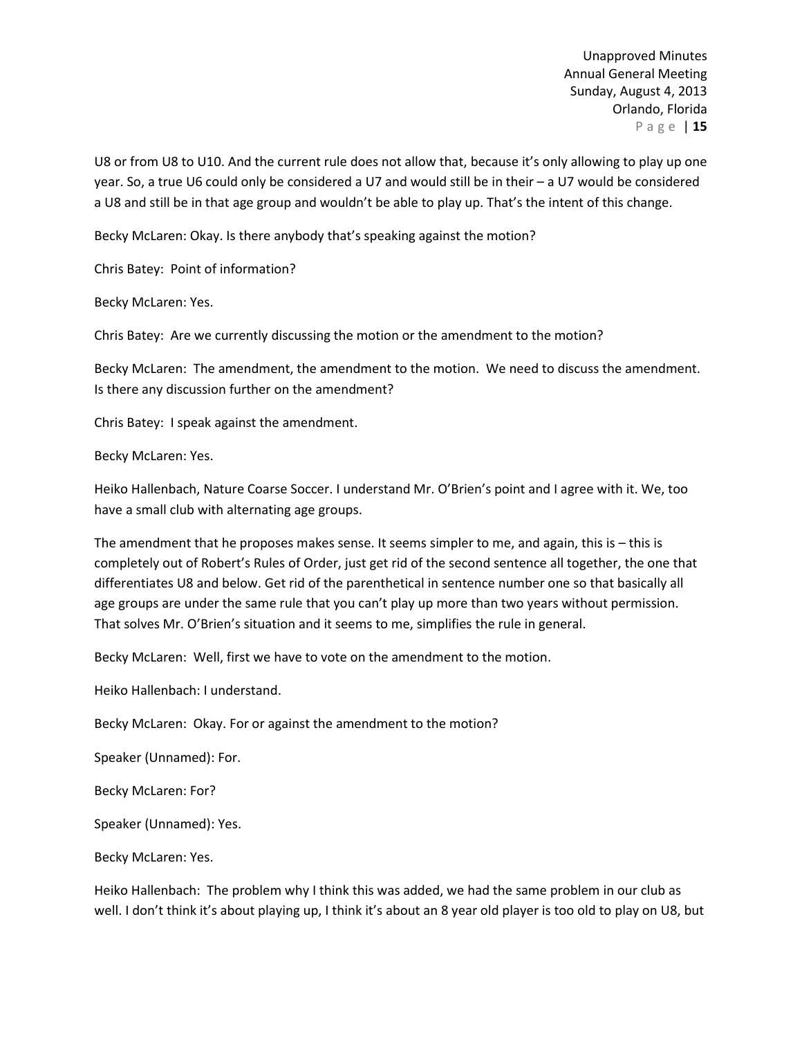U8 or from U8 to U10. And the current rule does not allow that, because it's only allowing to play up one year. So, a true U6 could only be considered a U7 and would still be in their – a U7 would be considered a U8 and still be in that age group and wouldn't be able to play up. That's the intent of this change.

Becky McLaren: Okay. Is there anybody that's speaking against the motion?

Chris Batey: Point of information?

Becky McLaren: Yes.

Chris Batey: Are we currently discussing the motion or the amendment to the motion?

Becky McLaren: The amendment, the amendment to the motion. We need to discuss the amendment. Is there any discussion further on the amendment?

Chris Batey: I speak against the amendment.

Becky McLaren: Yes.

Heiko Hallenbach, Nature Coarse Soccer. I understand Mr. O'Brien's point and I agree with it. We, too have a small club with alternating age groups.

The amendment that he proposes makes sense. It seems simpler to me, and again, this is – this is completely out of Robert's Rules of Order, just get rid of the second sentence all together, the one that differentiates U8 and below. Get rid of the parenthetical in sentence number one so that basically all age groups are under the same rule that you can't play up more than two years without permission. That solves Mr. O'Brien's situation and it seems to me, simplifies the rule in general.

Becky McLaren: Well, first we have to vote on the amendment to the motion.

Heiko Hallenbach: I understand.

Becky McLaren: Okay. For or against the amendment to the motion?

Speaker (Unnamed): For.

Becky McLaren: For?

Speaker (Unnamed): Yes.

Becky McLaren: Yes.

Heiko Hallenbach: The problem why I think this was added, we had the same problem in our club as well. I don't think it's about playing up, I think it's about an 8 year old player is too old to play on U8, but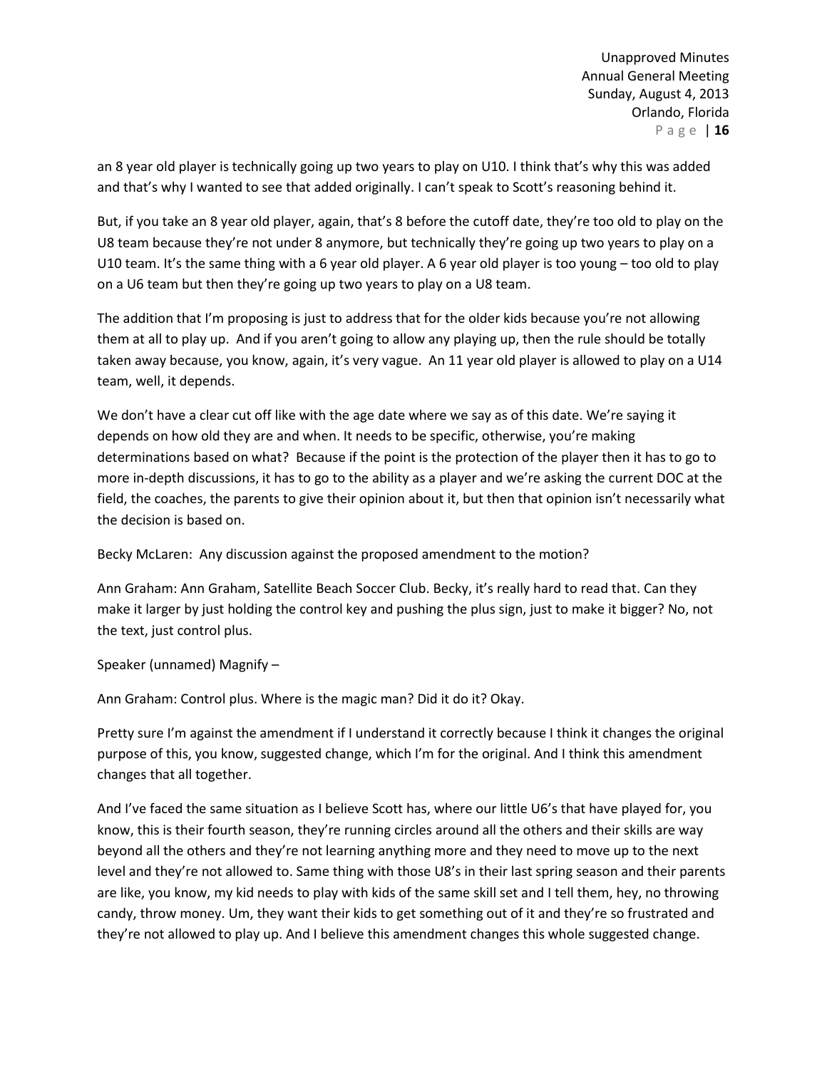an 8 year old player is technically going up two years to play on U10. I think that's why this was added and that's why I wanted to see that added originally. I can't speak to Scott's reasoning behind it.

But, if you take an 8 year old player, again, that's 8 before the cutoff date, they're too old to play on the U8 team because they're not under 8 anymore, but technically they're going up two years to play on a U10 team. It's the same thing with a 6 year old player. A 6 year old player is too young – too old to play on a U6 team but then they're going up two years to play on a U8 team.

The addition that I'm proposing is just to address that for the older kids because you're not allowing them at all to play up. And if you aren't going to allow any playing up, then the rule should be totally taken away because, you know, again, it's very vague. An 11 year old player is allowed to play on a U14 team, well, it depends.

We don't have a clear cut off like with the age date where we say as of this date. We're saying it depends on how old they are and when. It needs to be specific, otherwise, you're making determinations based on what? Because if the point is the protection of the player then it has to go to more in-depth discussions, it has to go to the ability as a player and we're asking the current DOC at the field, the coaches, the parents to give their opinion about it, but then that opinion isn't necessarily what the decision is based on.

Becky McLaren: Any discussion against the proposed amendment to the motion?

Ann Graham: Ann Graham, Satellite Beach Soccer Club. Becky, it's really hard to read that. Can they make it larger by just holding the control key and pushing the plus sign, just to make it bigger? No, not the text, just control plus.

Speaker (unnamed) Magnify –

Ann Graham: Control plus. Where is the magic man? Did it do it? Okay.

Pretty sure I'm against the amendment if I understand it correctly because I think it changes the original purpose of this, you know, suggested change, which I'm for the original. And I think this amendment changes that all together.

And I've faced the same situation as I believe Scott has, where our little U6's that have played for, you know, this is their fourth season, they're running circles around all the others and their skills are way beyond all the others and they're not learning anything more and they need to move up to the next level and they're not allowed to. Same thing with those U8's in their last spring season and their parents are like, you know, my kid needs to play with kids of the same skill set and I tell them, hey, no throwing candy, throw money. Um, they want their kids to get something out of it and they're so frustrated and they're not allowed to play up. And I believe this amendment changes this whole suggested change.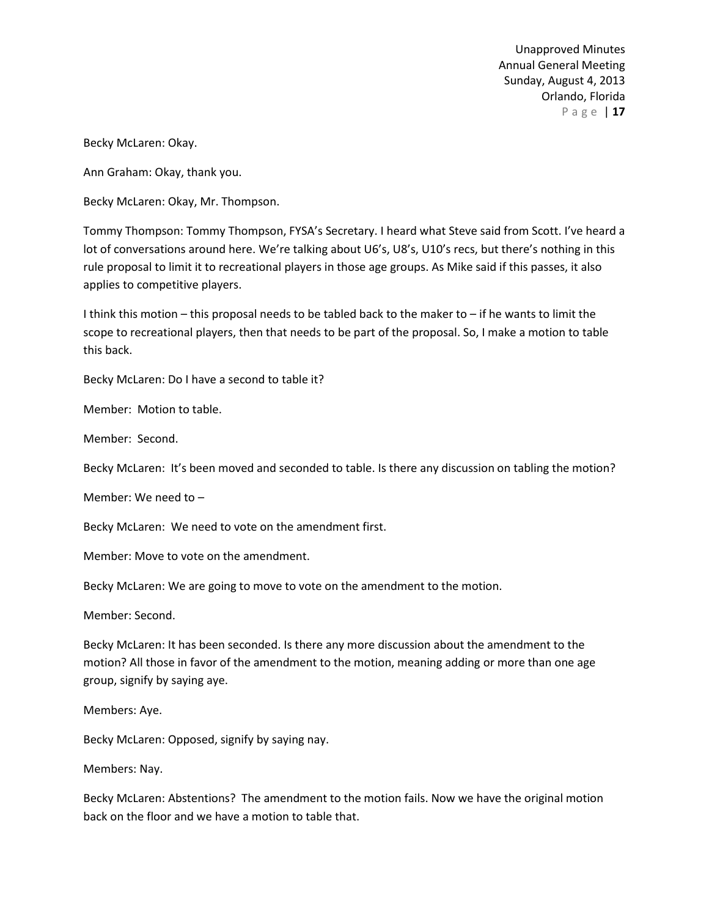Becky McLaren: Okay.

Ann Graham: Okay, thank you.

Becky McLaren: Okay, Mr. Thompson.

Tommy Thompson: Tommy Thompson, FYSA's Secretary. I heard what Steve said from Scott. I've heard a lot of conversations around here. We're talking about U6's, U8's, U10's recs, but there's nothing in this rule proposal to limit it to recreational players in those age groups. As Mike said if this passes, it also applies to competitive players.

I think this motion – this proposal needs to be tabled back to the maker to – if he wants to limit the scope to recreational players, then that needs to be part of the proposal. So, I make a motion to table this back.

Becky McLaren: Do I have a second to table it?

Member: Motion to table.

Member: Second.

Becky McLaren: It's been moved and seconded to table. Is there any discussion on tabling the motion?

Member: We need to –

Becky McLaren: We need to vote on the amendment first.

Member: Move to vote on the amendment.

Becky McLaren: We are going to move to vote on the amendment to the motion.

Member: Second.

Becky McLaren: It has been seconded. Is there any more discussion about the amendment to the motion? All those in favor of the amendment to the motion, meaning adding or more than one age group, signify by saying aye.

Members: Aye.

Becky McLaren: Opposed, signify by saying nay.

Members: Nay.

Becky McLaren: Abstentions? The amendment to the motion fails. Now we have the original motion back on the floor and we have a motion to table that.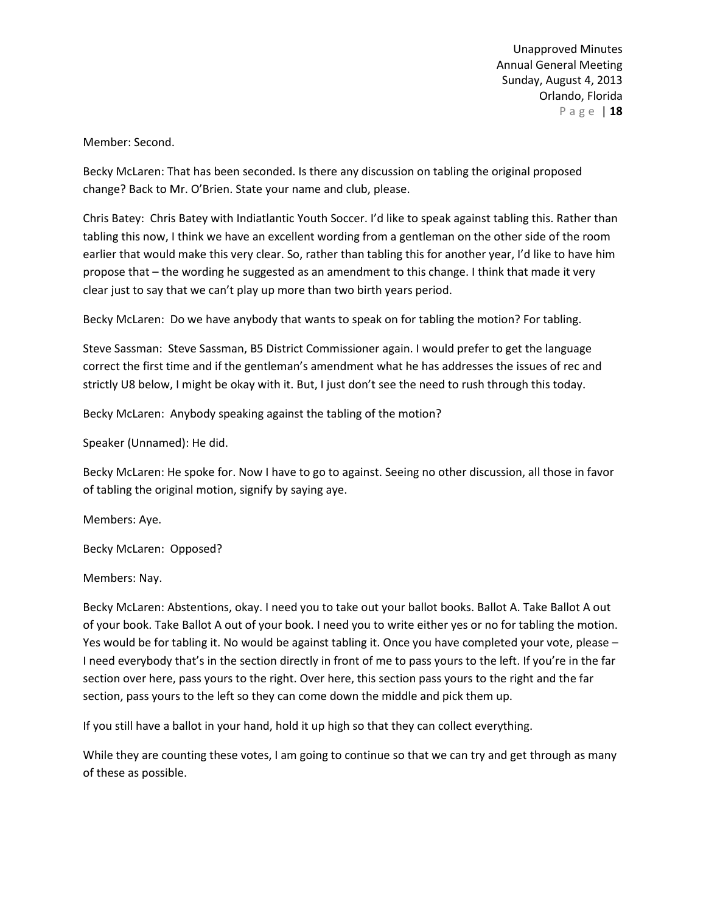Member: Second.

Becky McLaren: That has been seconded. Is there any discussion on tabling the original proposed change? Back to Mr. O'Brien. State your name and club, please.

Chris Batey: Chris Batey with Indiatlantic Youth Soccer. I'd like to speak against tabling this. Rather than tabling this now, I think we have an excellent wording from a gentleman on the other side of the room earlier that would make this very clear. So, rather than tabling this for another year, I'd like to have him propose that – the wording he suggested as an amendment to this change. I think that made it very clear just to say that we can't play up more than two birth years period.

Becky McLaren: Do we have anybody that wants to speak on for tabling the motion? For tabling.

Steve Sassman: Steve Sassman, B5 District Commissioner again. I would prefer to get the language correct the first time and if the gentleman's amendment what he has addresses the issues of rec and strictly U8 below, I might be okay with it. But, I just don't see the need to rush through this today.

Becky McLaren: Anybody speaking against the tabling of the motion?

Speaker (Unnamed): He did.

Becky McLaren: He spoke for. Now I have to go to against. Seeing no other discussion, all those in favor of tabling the original motion, signify by saying aye.

Members: Aye.

Becky McLaren: Opposed?

Members: Nay.

Becky McLaren: Abstentions, okay. I need you to take out your ballot books. Ballot A. Take Ballot A out of your book. Take Ballot A out of your book. I need you to write either yes or no for tabling the motion. Yes would be for tabling it. No would be against tabling it. Once you have completed your vote, please – I need everybody that's in the section directly in front of me to pass yours to the left. If you're in the far section over here, pass yours to the right. Over here, this section pass yours to the right and the far section, pass yours to the left so they can come down the middle and pick them up.

If you still have a ballot in your hand, hold it up high so that they can collect everything.

While they are counting these votes, I am going to continue so that we can try and get through as many of these as possible.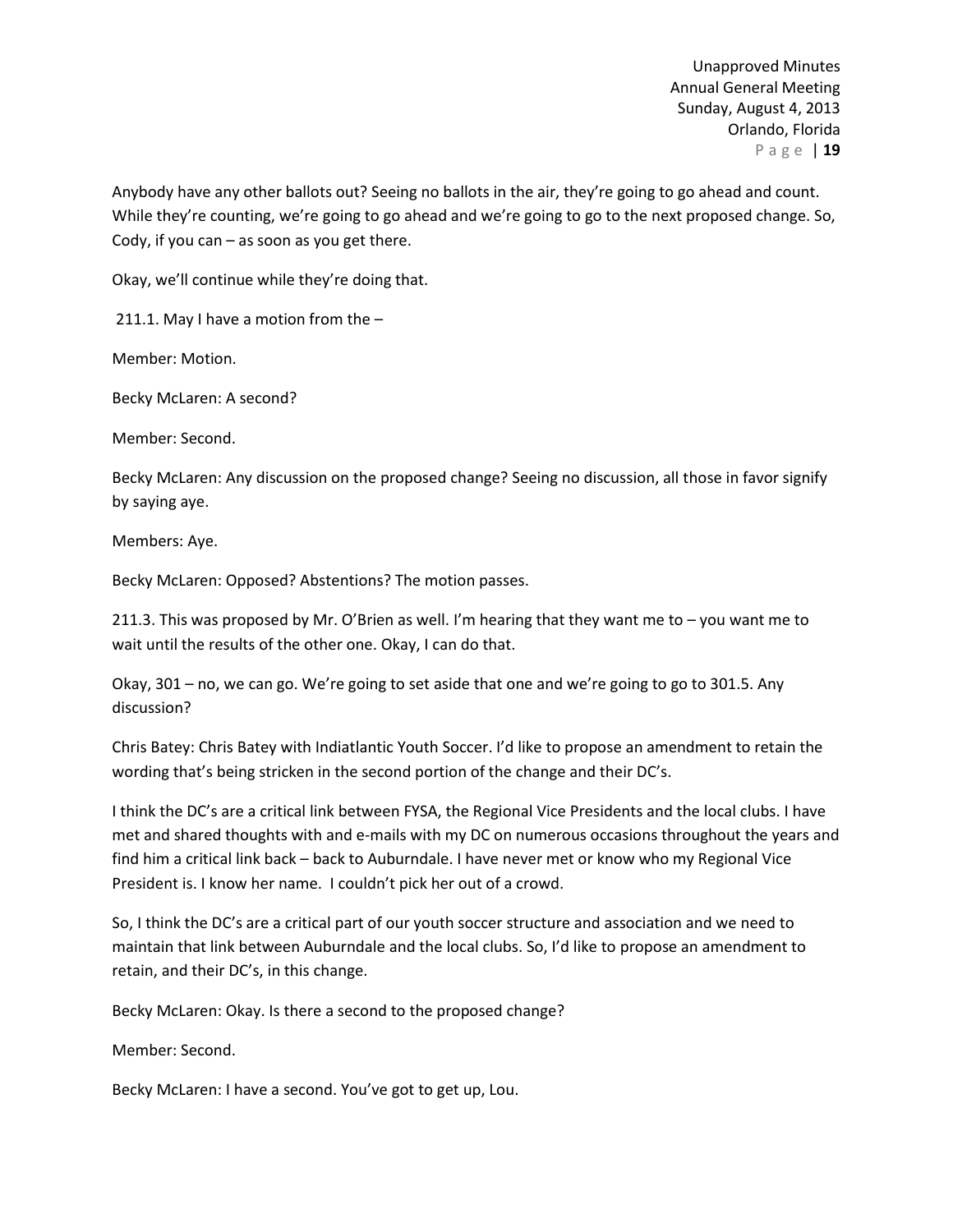Anybody have any other ballots out? Seeing no ballots in the air, they're going to go ahead and count. While they're counting, we're going to go ahead and we're going to go to the next proposed change. So, Cody, if you can – as soon as you get there.

Okay, we'll continue while they're doing that.

211.1. May I have a motion from the –

Member: Motion.

Becky McLaren: A second?

Member: Second.

Becky McLaren: Any discussion on the proposed change? Seeing no discussion, all those in favor signify by saying aye.

Members: Aye.

Becky McLaren: Opposed? Abstentions? The motion passes.

211.3. This was proposed by Mr. O'Brien as well. I'm hearing that they want me to – you want me to wait until the results of the other one. Okay, I can do that.

Okay, 301 – no, we can go. We're going to set aside that one and we're going to go to 301.5. Any discussion?

Chris Batey: Chris Batey with Indiatlantic Youth Soccer. I'd like to propose an amendment to retain the wording that's being stricken in the second portion of the change and their DC's.

I think the DC's are a critical link between FYSA, the Regional Vice Presidents and the local clubs. I have met and shared thoughts with and e-mails with my DC on numerous occasions throughout the years and find him a critical link back – back to Auburndale. I have never met or know who my Regional Vice President is. I know her name. I couldn't pick her out of a crowd.

So, I think the DC's are a critical part of our youth soccer structure and association and we need to maintain that link between Auburndale and the local clubs. So, I'd like to propose an amendment to retain, and their DC's, in this change.

Becky McLaren: Okay. Is there a second to the proposed change?

Member: Second.

Becky McLaren: I have a second. You've got to get up, Lou.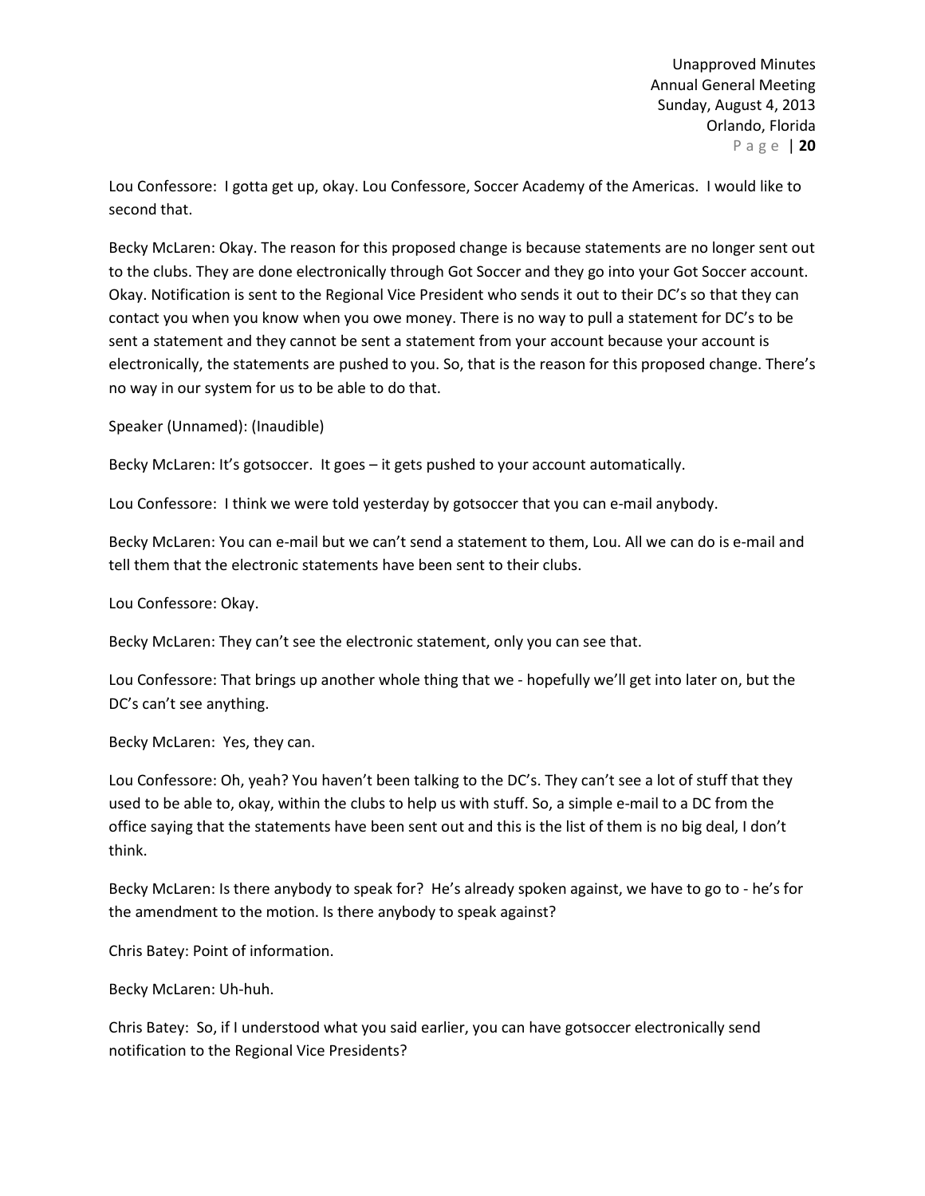Lou Confessore: I gotta get up, okay. Lou Confessore, Soccer Academy of the Americas. I would like to second that.

Becky McLaren: Okay. The reason for this proposed change is because statements are no longer sent out to the clubs. They are done electronically through Got Soccer and they go into your Got Soccer account. Okay. Notification is sent to the Regional Vice President who sends it out to their DC's so that they can contact you when you know when you owe money. There is no way to pull a statement for DC's to be sent a statement and they cannot be sent a statement from your account because your account is electronically, the statements are pushed to you. So, that is the reason for this proposed change. There's no way in our system for us to be able to do that.

Speaker (Unnamed): (Inaudible)

Becky McLaren: It's gotsoccer. It goes – it gets pushed to your account automatically.

Lou Confessore: I think we were told yesterday by gotsoccer that you can e-mail anybody.

Becky McLaren: You can e-mail but we can't send a statement to them, Lou. All we can do is e-mail and tell them that the electronic statements have been sent to their clubs.

Lou Confessore: Okay.

Becky McLaren: They can't see the electronic statement, only you can see that.

Lou Confessore: That brings up another whole thing that we - hopefully we'll get into later on, but the DC's can't see anything.

Becky McLaren: Yes, they can.

Lou Confessore: Oh, yeah? You haven't been talking to the DC's. They can't see a lot of stuff that they used to be able to, okay, within the clubs to help us with stuff. So, a simple e-mail to a DC from the office saying that the statements have been sent out and this is the list of them is no big deal, I don't think.

Becky McLaren: Is there anybody to speak for? He's already spoken against, we have to go to - he's for the amendment to the motion. Is there anybody to speak against?

Chris Batey: Point of information.

Becky McLaren: Uh-huh.

Chris Batey: So, if I understood what you said earlier, you can have gotsoccer electronically send notification to the Regional Vice Presidents?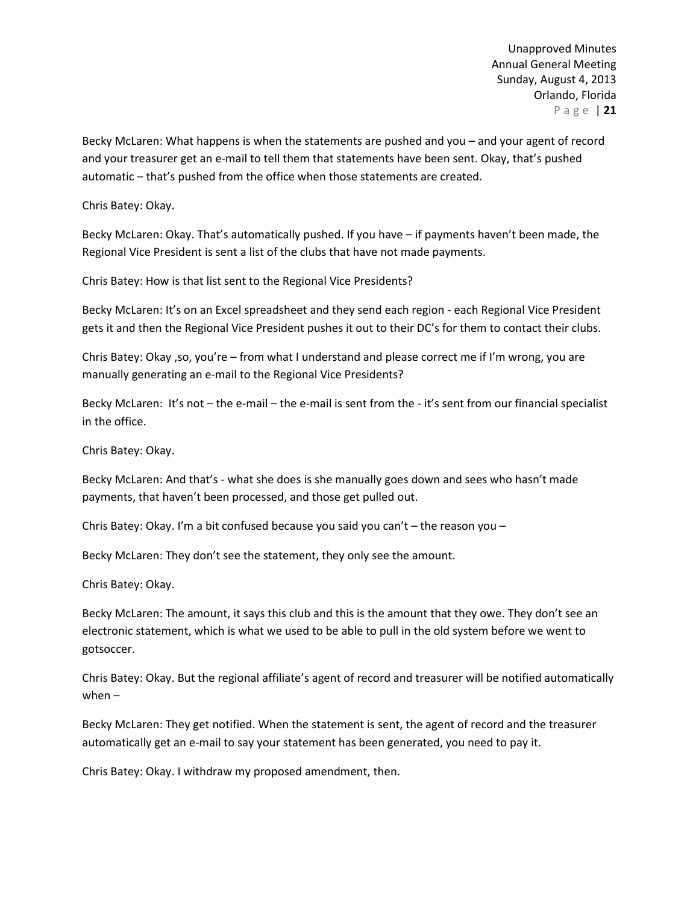Becky McLaren: What happens is when the statements are pushed and you – and your agent of record and your treasurer get an e-mail to tell them that statements have been sent. Okay, that's pushed automatic – that's pushed from the office when those statements are created.

Chris Batey: Okay.

Becky McLaren: Okay. That's automatically pushed. If you have – if payments haven't been made, the Regional Vice President is sent a list of the clubs that have not made payments.

Chris Batey: How is that list sent to the Regional Vice Presidents?

Becky McLaren: It's on an Excel spreadsheet and they send each region - each Regional Vice President gets it and then the Regional Vice President pushes it out to their DC's for them to contact their clubs.

Chris Batey: Okay ,so, you're – from what I understand and please correct me if I'm wrong, you are manually generating an e-mail to the Regional Vice Presidents?

Becky McLaren: It's not – the e-mail – the e-mail is sent from the - it's sent from our financial specialist in the office.

Chris Batey: Okay.

Becky McLaren: And that's - what she does is she manually goes down and sees who hasn't made payments, that haven't been processed, and those get pulled out.

Chris Batey: Okay. I'm a bit confused because you said you can't – the reason you –

Becky McLaren: They don't see the statement, they only see the amount.

Chris Batey: Okay.

Becky McLaren: The amount, it says this club and this is the amount that they owe. They don't see an electronic statement, which is what we used to be able to pull in the old system before we went to gotsoccer.

Chris Batey: Okay. But the regional affiliate's agent of record and treasurer will be notified automatically when –

Becky McLaren: They get notified. When the statement is sent, the agent of record and the treasurer automatically get an e-mail to say your statement has been generated, you need to pay it.

Chris Batey: Okay. I withdraw my proposed amendment, then.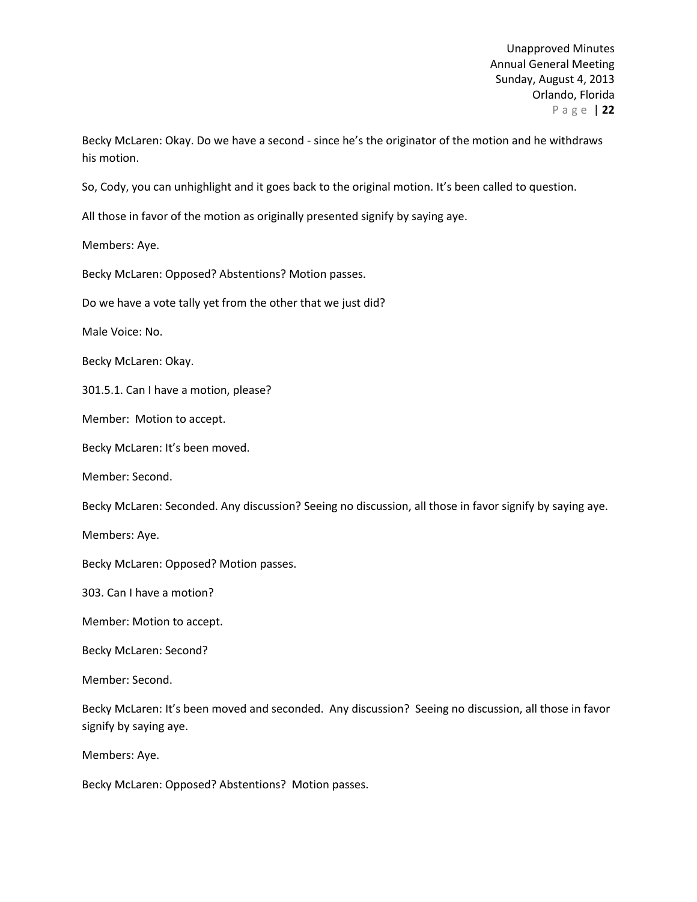Becky McLaren: Okay. Do we have a second - since he's the originator of the motion and he withdraws his motion.

So, Cody, you can unhighlight and it goes back to the original motion. It's been called to question.

All those in favor of the motion as originally presented signify by saying aye.

Members: Aye.

Becky McLaren: Opposed? Abstentions? Motion passes.

Do we have a vote tally yet from the other that we just did?

Male Voice: No.

Becky McLaren: Okay.

301.5.1. Can I have a motion, please?

Member: Motion to accept.

Becky McLaren: It's been moved.

Member: Second.

Becky McLaren: Seconded. Any discussion? Seeing no discussion, all those in favor signify by saying aye.

Members: Aye.

Becky McLaren: Opposed? Motion passes.

303. Can I have a motion?

Member: Motion to accept.

Becky McLaren: Second?

Member: Second.

Becky McLaren: It's been moved and seconded. Any discussion? Seeing no discussion, all those in favor signify by saying aye.

Members: Aye.

Becky McLaren: Opposed? Abstentions? Motion passes.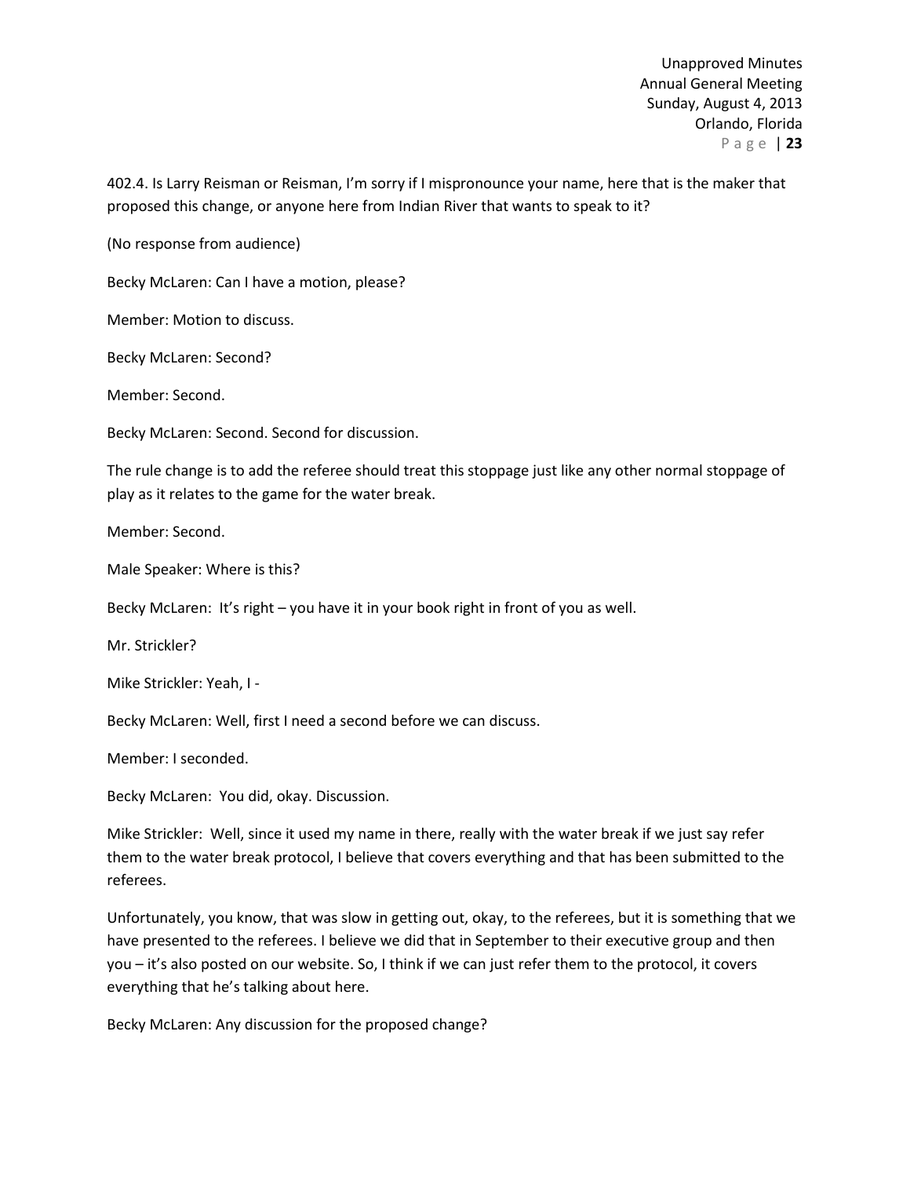402.4. Is Larry Reisman or Reisman, I'm sorry if I mispronounce your name, here that is the maker that proposed this change, or anyone here from Indian River that wants to speak to it?

(No response from audience)

Becky McLaren: Can I have a motion, please?

Member: Motion to discuss.

Becky McLaren: Second?

Member: Second.

Becky McLaren: Second. Second for discussion.

The rule change is to add the referee should treat this stoppage just like any other normal stoppage of play as it relates to the game for the water break.

Member: Second.

Male Speaker: Where is this?

Becky McLaren: It's right – you have it in your book right in front of you as well.

Mr. Strickler?

Mike Strickler: Yeah, I -

Becky McLaren: Well, first I need a second before we can discuss.

Member: I seconded.

Becky McLaren: You did, okay. Discussion.

Mike Strickler: Well, since it used my name in there, really with the water break if we just say refer them to the water break protocol, I believe that covers everything and that has been submitted to the referees.

Unfortunately, you know, that was slow in getting out, okay, to the referees, but it is something that we have presented to the referees. I believe we did that in September to their executive group and then you – it's also posted on our website. So, I think if we can just refer them to the protocol, it covers everything that he's talking about here.

Becky McLaren: Any discussion for the proposed change?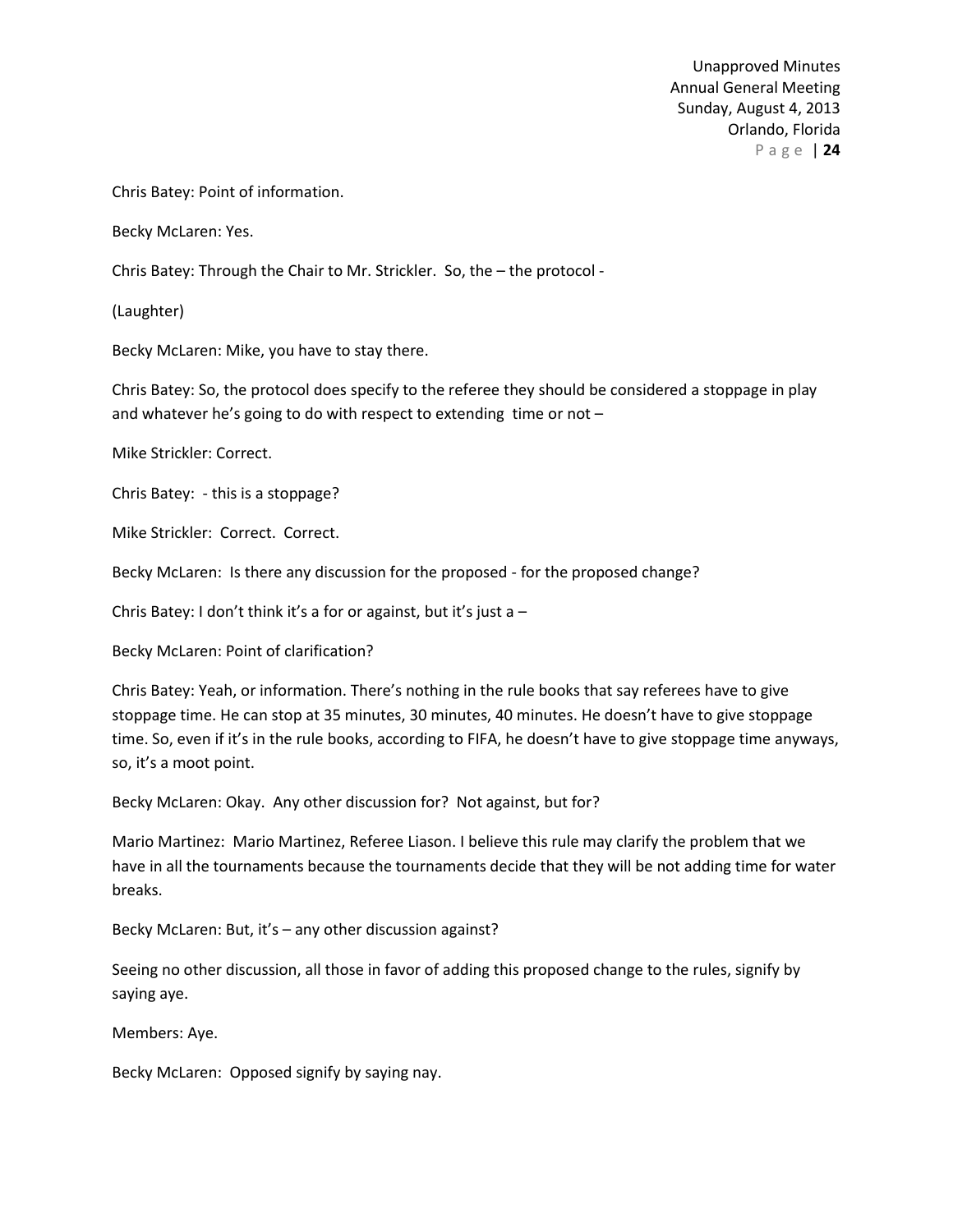Chris Batey: Point of information.

Becky McLaren: Yes.

Chris Batey: Through the Chair to Mr. Strickler. So, the – the protocol -

(Laughter)

Becky McLaren: Mike, you have to stay there.

Chris Batey: So, the protocol does specify to the referee they should be considered a stoppage in play and whatever he's going to do with respect to extending time or not –

Mike Strickler: Correct.

Chris Batey: - this is a stoppage?

Mike Strickler: Correct. Correct.

Becky McLaren: Is there any discussion for the proposed - for the proposed change?

Chris Batey: I don't think it's a for or against, but it's just a –

Becky McLaren: Point of clarification?

Chris Batey: Yeah, or information. There's nothing in the rule books that say referees have to give stoppage time. He can stop at 35 minutes, 30 minutes, 40 minutes. He doesn't have to give stoppage time. So, even if it's in the rule books, according to FIFA, he doesn't have to give stoppage time anyways, so, it's a moot point.

Becky McLaren: Okay. Any other discussion for? Not against, but for?

Mario Martinez: Mario Martinez, Referee Liason. I believe this rule may clarify the problem that we have in all the tournaments because the tournaments decide that they will be not adding time for water breaks.

Becky McLaren: But, it's – any other discussion against?

Seeing no other discussion, all those in favor of adding this proposed change to the rules, signify by saying aye.

Members: Aye.

Becky McLaren: Opposed signify by saying nay.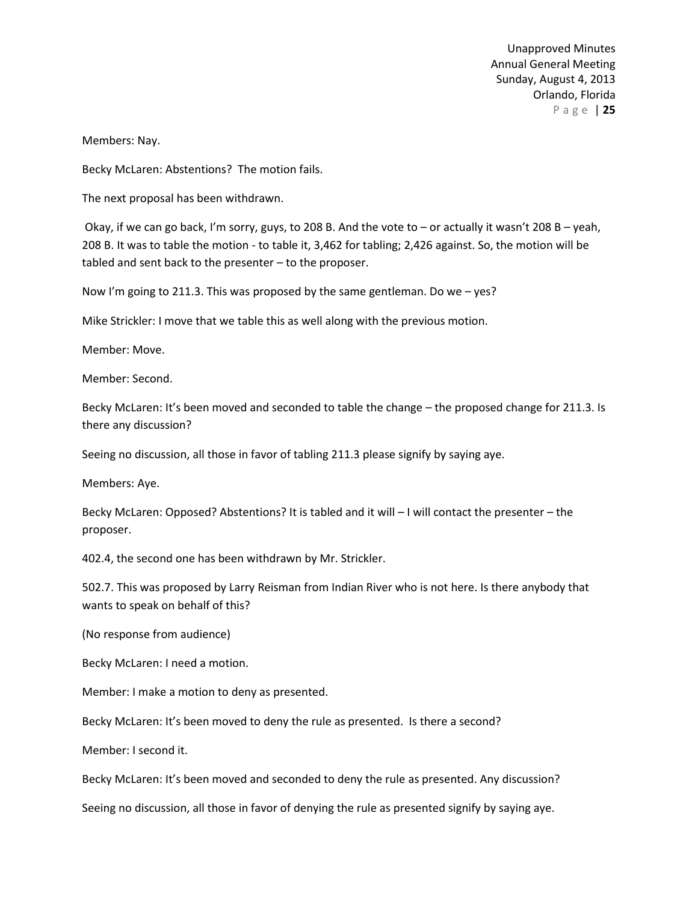Members: Nay.

Becky McLaren: Abstentions? The motion fails.

The next proposal has been withdrawn.

Okay, if we can go back, I'm sorry, guys, to 208 B. And the vote to – or actually it wasn't 208 B – yeah, 208 B. It was to table the motion - to table it, 3,462 for tabling; 2,426 against. So, the motion will be tabled and sent back to the presenter – to the proposer.

Now I'm going to 211.3. This was proposed by the same gentleman. Do we – yes?

Mike Strickler: I move that we table this as well along with the previous motion.

Member: Move.

Member: Second.

Becky McLaren: It's been moved and seconded to table the change – the proposed change for 211.3. Is there any discussion?

Seeing no discussion, all those in favor of tabling 211.3 please signify by saying aye.

Members: Aye.

Becky McLaren: Opposed? Abstentions? It is tabled and it will – I will contact the presenter – the proposer.

402.4, the second one has been withdrawn by Mr. Strickler.

502.7. This was proposed by Larry Reisman from Indian River who is not here. Is there anybody that wants to speak on behalf of this?

(No response from audience)

Becky McLaren: I need a motion.

Member: I make a motion to deny as presented.

Becky McLaren: It's been moved to deny the rule as presented. Is there a second?

Member: I second it.

Becky McLaren: It's been moved and seconded to deny the rule as presented. Any discussion?

Seeing no discussion, all those in favor of denying the rule as presented signify by saying aye.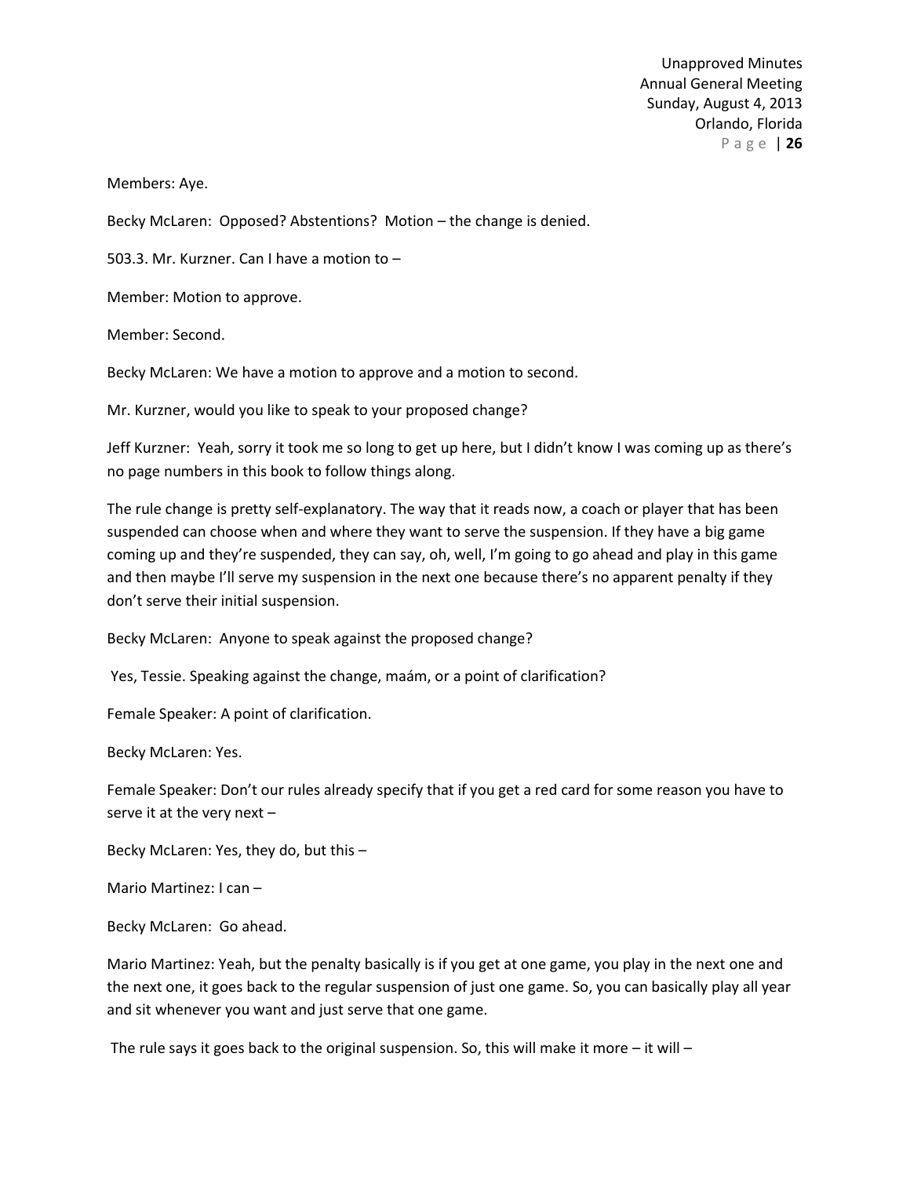Members: Aye.

Becky McLaren: Opposed? Abstentions? Motion – the change is denied.

503.3. Mr. Kurzner. Can I have a motion to –

Member: Motion to approve.

Member: Second.

Becky McLaren: We have a motion to approve and a motion to second.

Mr. Kurzner, would you like to speak to your proposed change?

Jeff Kurzner: Yeah, sorry it took me so long to get up here, but I didn't know I was coming up as there's no page numbers in this book to follow things along.

The rule change is pretty self-explanatory. The way that it reads now, a coach or player that has been suspended can choose when and where they want to serve the suspension. If they have a big game coming up and they're suspended, they can say, oh, well, I'm going to go ahead and play in this game and then maybe I'll serve my suspension in the next one because there's no apparent penalty if they don't serve their initial suspension.

Becky McLaren: Anyone to speak against the proposed change?

Yes, Tessie. Speaking against the change, maám, or a point of clarification?

Female Speaker: A point of clarification.

Becky McLaren: Yes.

Female Speaker: Don't our rules already specify that if you get a red card for some reason you have to serve it at the very next –

Becky McLaren: Yes, they do, but this –

Mario Martinez: I can –

Becky McLaren: Go ahead.

Mario Martinez: Yeah, but the penalty basically is if you get at one game, you play in the next one and the next one, it goes back to the regular suspension of just one game. So, you can basically play all year and sit whenever you want and just serve that one game.

The rule says it goes back to the original suspension. So, this will make it more – it will –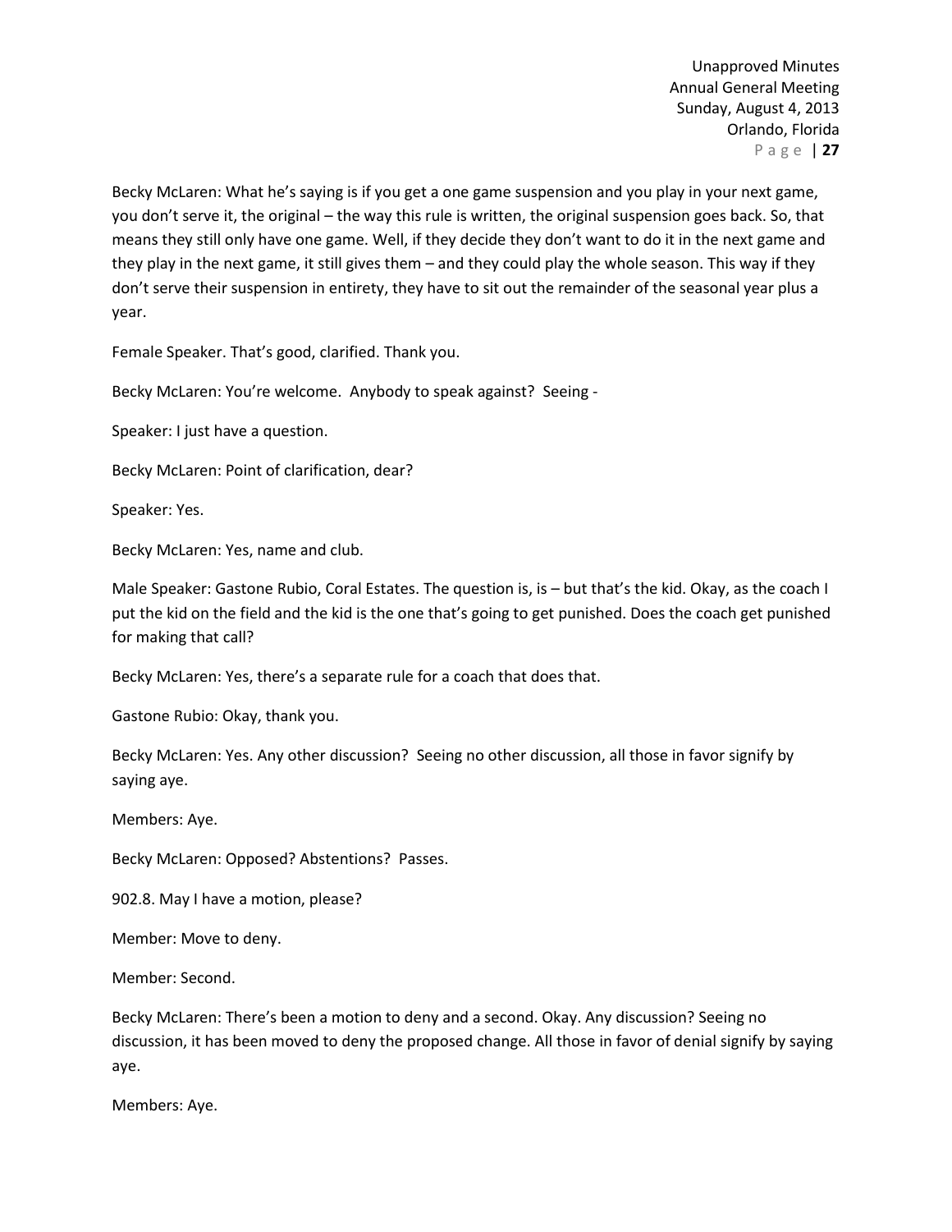Becky McLaren: What he's saying is if you get a one game suspension and you play in your next game, you don't serve it, the original – the way this rule is written, the original suspension goes back. So, that means they still only have one game. Well, if they decide they don't want to do it in the next game and they play in the next game, it still gives them – and they could play the whole season. This way if they don't serve their suspension in entirety, they have to sit out the remainder of the seasonal year plus a year.

Female Speaker. That's good, clarified. Thank you.

Becky McLaren: You're welcome. Anybody to speak against? Seeing -

Speaker: I just have a question.

Becky McLaren: Point of clarification, dear?

Speaker: Yes.

Becky McLaren: Yes, name and club.

Male Speaker: Gastone Rubio, Coral Estates. The question is, is – but that's the kid. Okay, as the coach I put the kid on the field and the kid is the one that's going to get punished. Does the coach get punished for making that call?

Becky McLaren: Yes, there's a separate rule for a coach that does that.

Gastone Rubio: Okay, thank you.

Becky McLaren: Yes. Any other discussion? Seeing no other discussion, all those in favor signify by saying aye.

Members: Aye.

Becky McLaren: Opposed? Abstentions? Passes.

902.8. May I have a motion, please?

Member: Move to deny.

Member: Second.

Becky McLaren: There's been a motion to deny and a second. Okay. Any discussion? Seeing no discussion, it has been moved to deny the proposed change. All those in favor of denial signify by saying aye.

Members: Aye.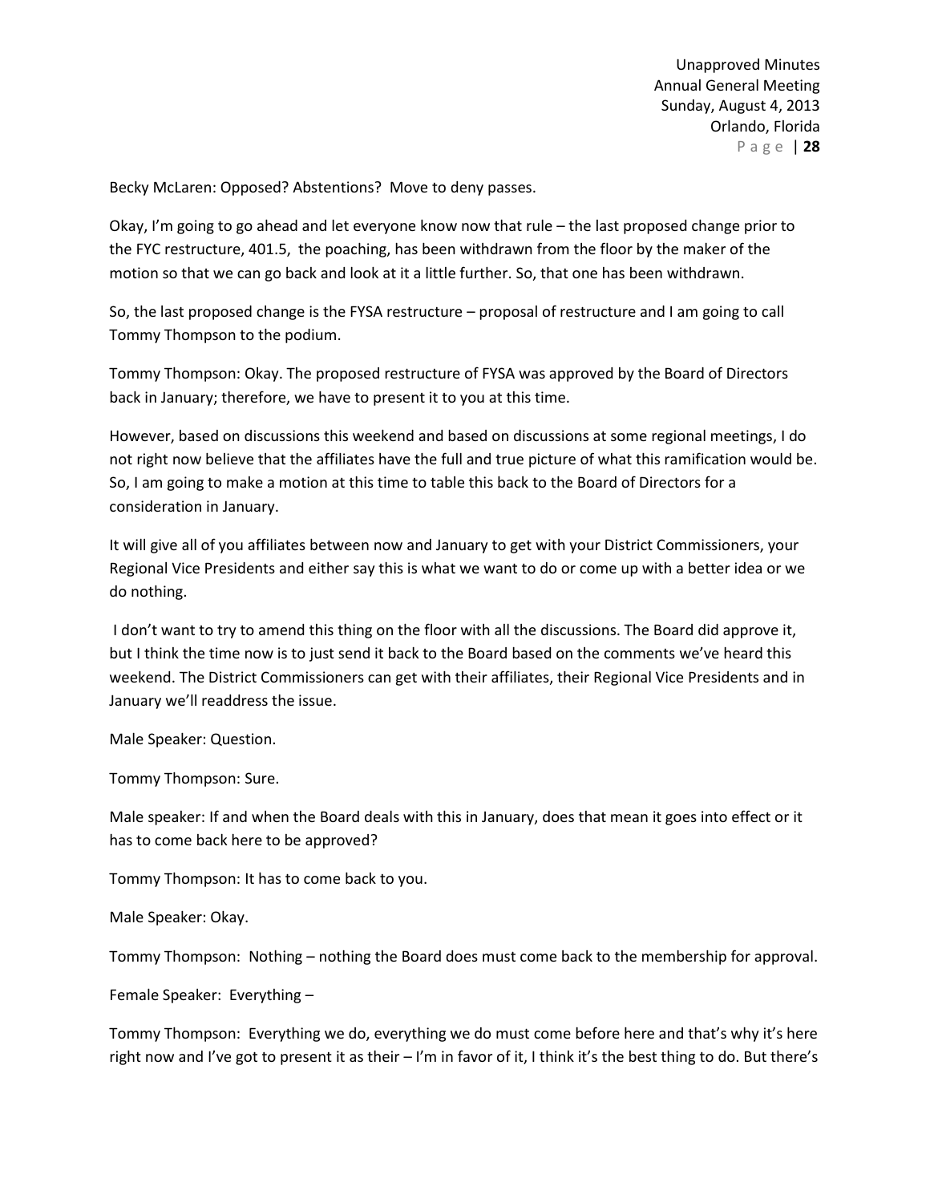Becky McLaren: Opposed? Abstentions? Move to deny passes.

Okay, I'm going to go ahead and let everyone know now that rule – the last proposed change prior to the FYC restructure, 401.5, the poaching, has been withdrawn from the floor by the maker of the motion so that we can go back and look at it a little further. So, that one has been withdrawn.

So, the last proposed change is the FYSA restructure – proposal of restructure and I am going to call Tommy Thompson to the podium.

Tommy Thompson: Okay. The proposed restructure of FYSA was approved by the Board of Directors back in January; therefore, we have to present it to you at this time.

However, based on discussions this weekend and based on discussions at some regional meetings, I do not right now believe that the affiliates have the full and true picture of what this ramification would be. So, I am going to make a motion at this time to table this back to the Board of Directors for a consideration in January.

It will give all of you affiliates between now and January to get with your District Commissioners, your Regional Vice Presidents and either say this is what we want to do or come up with a better idea or we do nothing.

I don't want to try to amend this thing on the floor with all the discussions. The Board did approve it, but I think the time now is to just send it back to the Board based on the comments we've heard this weekend. The District Commissioners can get with their affiliates, their Regional Vice Presidents and in January we'll readdress the issue.

Male Speaker: Question.

Tommy Thompson: Sure.

Male speaker: If and when the Board deals with this in January, does that mean it goes into effect or it has to come back here to be approved?

Tommy Thompson: It has to come back to you.

Male Speaker: Okay.

Tommy Thompson: Nothing – nothing the Board does must come back to the membership for approval.

Female Speaker: Everything –

Tommy Thompson: Everything we do, everything we do must come before here and that's why it's here right now and I've got to present it as their – I'm in favor of it, I think it's the best thing to do. But there's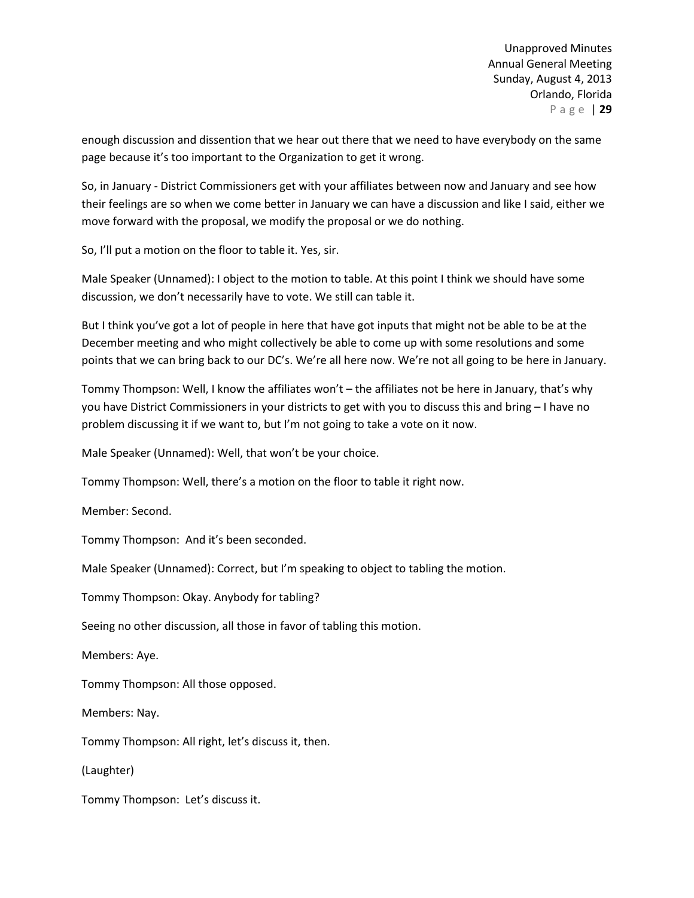enough discussion and dissention that we hear out there that we need to have everybody on the same page because it's too important to the Organization to get it wrong.

So, in January - District Commissioners get with your affiliates between now and January and see how their feelings are so when we come better in January we can have a discussion and like I said, either we move forward with the proposal, we modify the proposal or we do nothing.

So, I'll put a motion on the floor to table it. Yes, sir.

Male Speaker (Unnamed): I object to the motion to table. At this point I think we should have some discussion, we don't necessarily have to vote. We still can table it.

But I think you've got a lot of people in here that have got inputs that might not be able to be at the December meeting and who might collectively be able to come up with some resolutions and some points that we can bring back to our DC's. We're all here now. We're not all going to be here in January.

Tommy Thompson: Well, I know the affiliates won't – the affiliates not be here in January, that's why you have District Commissioners in your districts to get with you to discuss this and bring – I have no problem discussing it if we want to, but I'm not going to take a vote on it now.

Male Speaker (Unnamed): Well, that won't be your choice.

Tommy Thompson: Well, there's a motion on the floor to table it right now.

Member: Second.

Tommy Thompson: And it's been seconded.

Male Speaker (Unnamed): Correct, but I'm speaking to object to tabling the motion.

Tommy Thompson: Okay. Anybody for tabling?

Seeing no other discussion, all those in favor of tabling this motion.

Members: Aye.

Tommy Thompson: All those opposed.

Members: Nay.

Tommy Thompson: All right, let's discuss it, then.

(Laughter)

Tommy Thompson: Let's discuss it.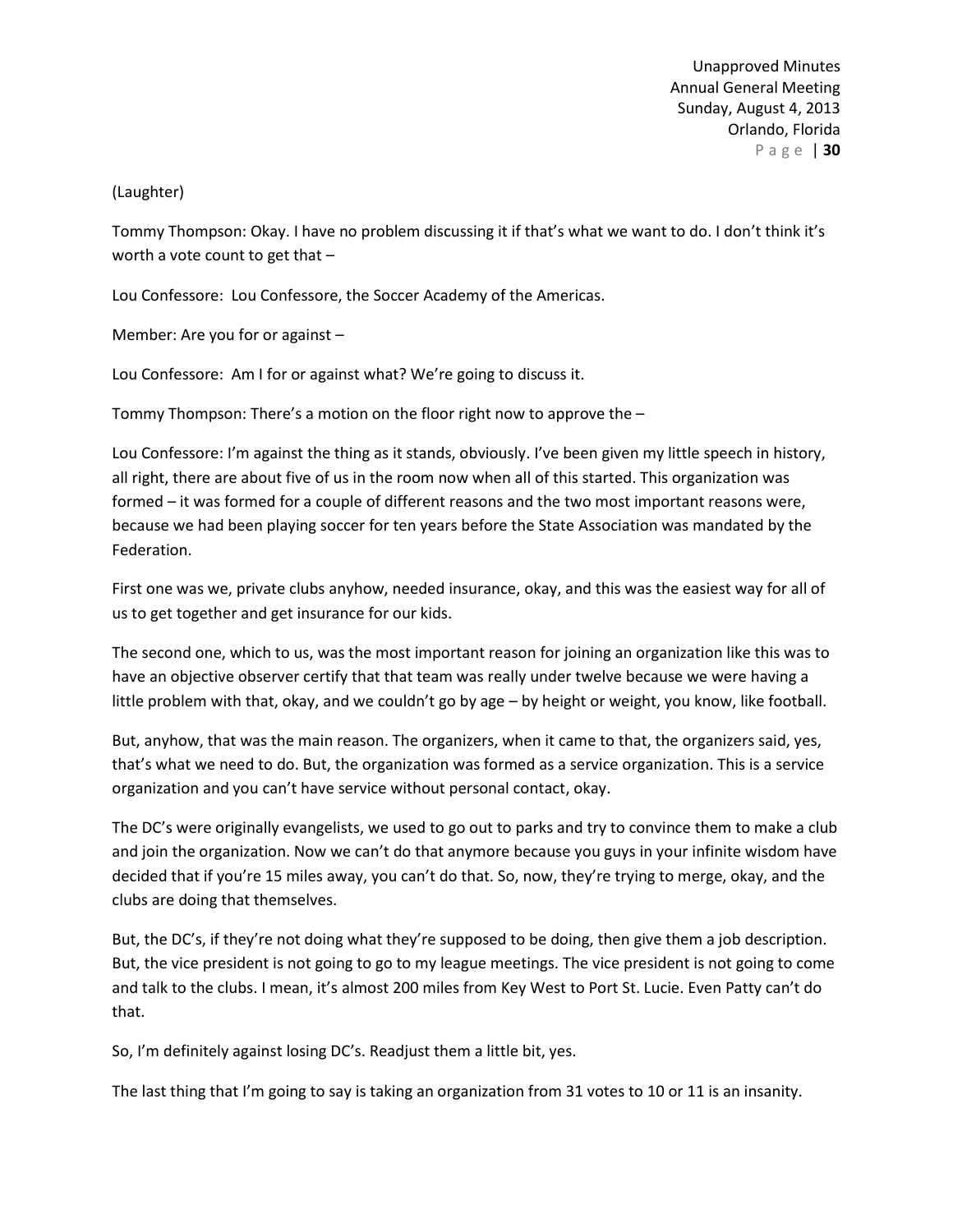(Laughter)

Tommy Thompson: Okay. I have no problem discussing it if that's what we want to do. I don't think it's worth a vote count to get that –

Lou Confessore: Lou Confessore, the Soccer Academy of the Americas.

Member: Are you for or against –

Lou Confessore: Am I for or against what? We're going to discuss it.

Tommy Thompson: There's a motion on the floor right now to approve the –

Lou Confessore: I'm against the thing as it stands, obviously. I've been given my little speech in history, all right, there are about five of us in the room now when all of this started. This organization was formed – it was formed for a couple of different reasons and the two most important reasons were, because we had been playing soccer for ten years before the State Association was mandated by the Federation.

First one was we, private clubs anyhow, needed insurance, okay, and this was the easiest way for all of us to get together and get insurance for our kids.

The second one, which to us, was the most important reason for joining an organization like this was to have an objective observer certify that that team was really under twelve because we were having a little problem with that, okay, and we couldn't go by age – by height or weight, you know, like football.

But, anyhow, that was the main reason. The organizers, when it came to that, the organizers said, yes, that's what we need to do. But, the organization was formed as a service organization. This is a service organization and you can't have service without personal contact, okay.

The DC's were originally evangelists, we used to go out to parks and try to convince them to make a club and join the organization. Now we can't do that anymore because you guys in your infinite wisdom have decided that if you're 15 miles away, you can't do that. So, now, they're trying to merge, okay, and the clubs are doing that themselves.

But, the DC's, if they're not doing what they're supposed to be doing, then give them a job description. But, the vice president is not going to go to my league meetings. The vice president is not going to come and talk to the clubs. I mean, it's almost 200 miles from Key West to Port St. Lucie. Even Patty can't do that.

So, I'm definitely against losing DC's. Readjust them a little bit, yes.

The last thing that I'm going to say is taking an organization from 31 votes to 10 or 11 is an insanity.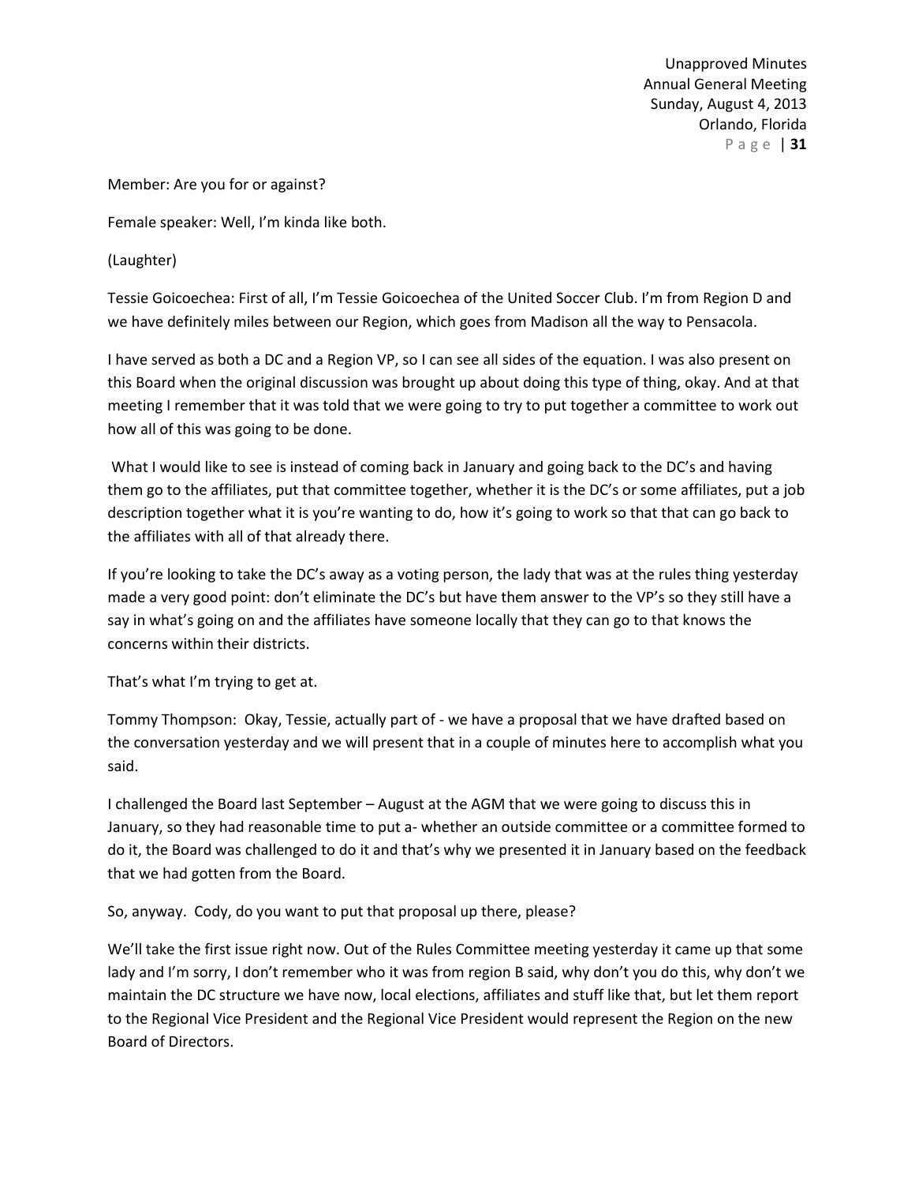Member: Are you for or against?

Female speaker: Well, I'm kinda like both.

(Laughter)

Tessie Goicoechea: First of all, I'm Tessie Goicoechea of the United Soccer Club. I'm from Region D and we have definitely miles between our Region, which goes from Madison all the way to Pensacola.

I have served as both a DC and a Region VP, so I can see all sides of the equation. I was also present on this Board when the original discussion was brought up about doing this type of thing, okay. And at that meeting I remember that it was told that we were going to try to put together a committee to work out how all of this was going to be done.

What I would like to see is instead of coming back in January and going back to the DC's and having them go to the affiliates, put that committee together, whether it is the DC's or some affiliates, put a job description together what it is you're wanting to do, how it's going to work so that that can go back to the affiliates with all of that already there.

If you're looking to take the DC's away as a voting person, the lady that was at the rules thing yesterday made a very good point: don't eliminate the DC's but have them answer to the VP's so they still have a say in what's going on and the affiliates have someone locally that they can go to that knows the concerns within their districts.

That's what I'm trying to get at.

Tommy Thompson: Okay, Tessie, actually part of - we have a proposal that we have drafted based on the conversation yesterday and we will present that in a couple of minutes here to accomplish what you said.

I challenged the Board last September – August at the AGM that we were going to discuss this in January, so they had reasonable time to put a- whether an outside committee or a committee formed to do it, the Board was challenged to do it and that's why we presented it in January based on the feedback that we had gotten from the Board.

So, anyway. Cody, do you want to put that proposal up there, please?

We'll take the first issue right now. Out of the Rules Committee meeting yesterday it came up that some lady and I'm sorry, I don't remember who it was from region B said, why don't you do this, why don't we maintain the DC structure we have now, local elections, affiliates and stuff like that, but let them report to the Regional Vice President and the Regional Vice President would represent the Region on the new Board of Directors.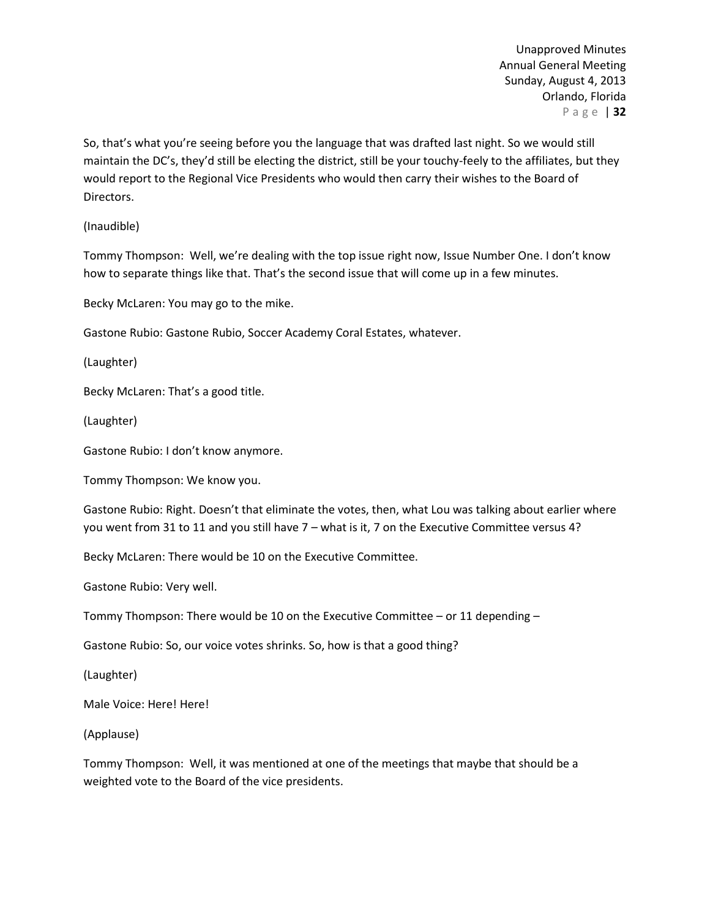So, that's what you're seeing before you the language that was drafted last night. So we would still maintain the DC's, they'd still be electing the district, still be your touchy-feely to the affiliates, but they would report to the Regional Vice Presidents who would then carry their wishes to the Board of Directors.

(Inaudible)

Tommy Thompson: Well, we're dealing with the top issue right now, Issue Number One. I don't know how to separate things like that. That's the second issue that will come up in a few minutes.

Becky McLaren: You may go to the mike.

Gastone Rubio: Gastone Rubio, Soccer Academy Coral Estates, whatever.

(Laughter)

Becky McLaren: That's a good title.

(Laughter)

Gastone Rubio: I don't know anymore.

Tommy Thompson: We know you.

Gastone Rubio: Right. Doesn't that eliminate the votes, then, what Lou was talking about earlier where you went from 31 to 11 and you still have 7 – what is it, 7 on the Executive Committee versus 4?

Becky McLaren: There would be 10 on the Executive Committee.

Gastone Rubio: Very well.

Tommy Thompson: There would be 10 on the Executive Committee – or 11 depending –

Gastone Rubio: So, our voice votes shrinks. So, how is that a good thing?

(Laughter)

Male Voice: Here! Here!

(Applause)

Tommy Thompson: Well, it was mentioned at one of the meetings that maybe that should be a weighted vote to the Board of the vice presidents.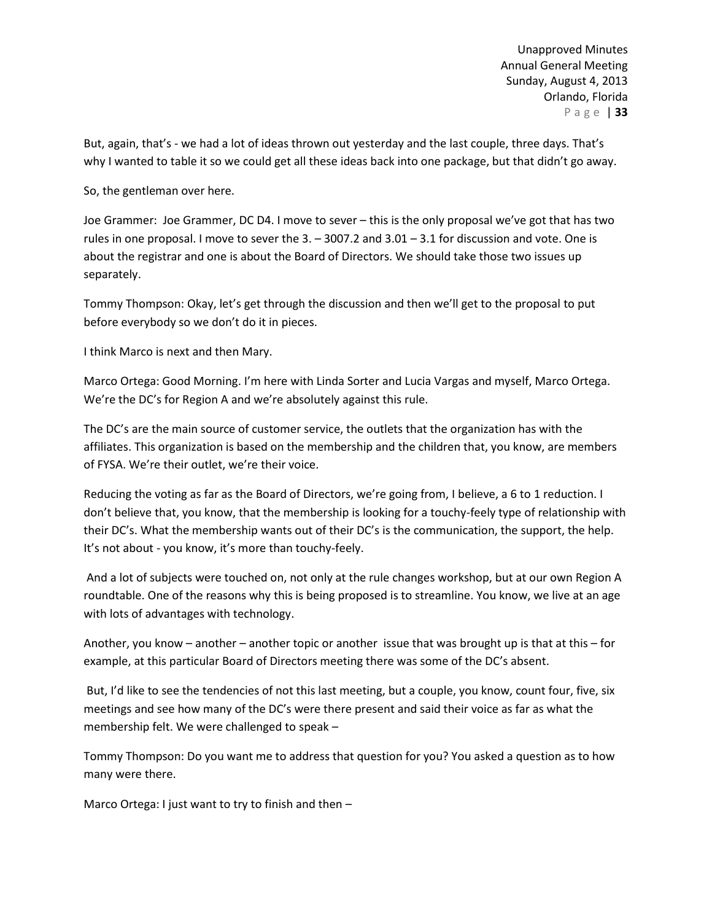But, again, that's - we had a lot of ideas thrown out yesterday and the last couple, three days. That's why I wanted to table it so we could get all these ideas back into one package, but that didn't go away.

So, the gentleman over here.

Joe Grammer: Joe Grammer, DC D4. I move to sever – this is the only proposal we've got that has two rules in one proposal. I move to sever the 3. – 3007.2 and 3.01 – 3.1 for discussion and vote. One is about the registrar and one is about the Board of Directors. We should take those two issues up separately.

Tommy Thompson: Okay, let's get through the discussion and then we'll get to the proposal to put before everybody so we don't do it in pieces.

I think Marco is next and then Mary.

Marco Ortega: Good Morning. I'm here with Linda Sorter and Lucia Vargas and myself, Marco Ortega. We're the DC's for Region A and we're absolutely against this rule.

The DC's are the main source of customer service, the outlets that the organization has with the affiliates. This organization is based on the membership and the children that, you know, are members of FYSA. We're their outlet, we're their voice.

Reducing the voting as far as the Board of Directors, we're going from, I believe, a 6 to 1 reduction. I don't believe that, you know, that the membership is looking for a touchy-feely type of relationship with their DC's. What the membership wants out of their DC's is the communication, the support, the help. It's not about - you know, it's more than touchy-feely.

And a lot of subjects were touched on, not only at the rule changes workshop, but at our own Region A roundtable. One of the reasons why this is being proposed is to streamline. You know, we live at an age with lots of advantages with technology.

Another, you know – another – another topic or another issue that was brought up is that at this – for example, at this particular Board of Directors meeting there was some of the DC's absent.

But, I'd like to see the tendencies of not this last meeting, but a couple, you know, count four, five, six meetings and see how many of the DC's were there present and said their voice as far as what the membership felt. We were challenged to speak –

Tommy Thompson: Do you want me to address that question for you? You asked a question as to how many were there.

Marco Ortega: I just want to try to finish and then –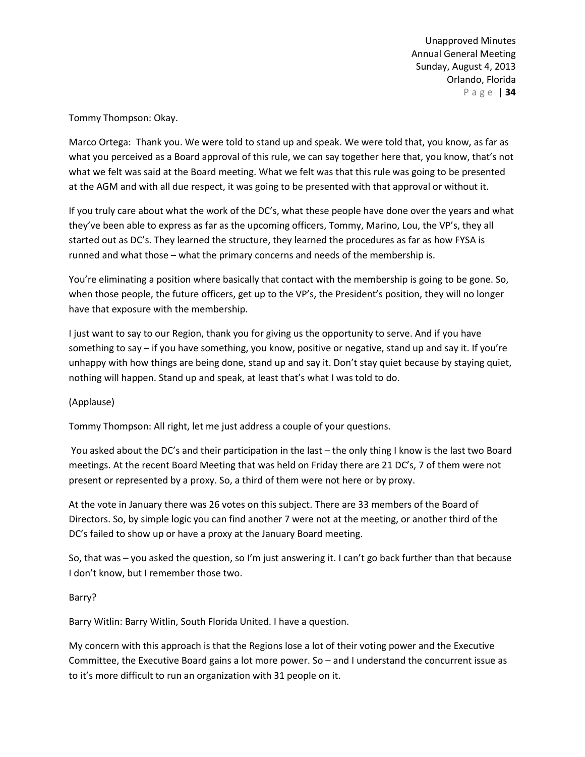Tommy Thompson: Okay.

Marco Ortega: Thank you. We were told to stand up and speak. We were told that, you know, as far as what you perceived as a Board approval of this rule, we can say together here that, you know, that's not what we felt was said at the Board meeting. What we felt was that this rule was going to be presented at the AGM and with all due respect, it was going to be presented with that approval or without it.

If you truly care about what the work of the DC's, what these people have done over the years and what they've been able to express as far as the upcoming officers, Tommy, Marino, Lou, the VP's, they all started out as DC's. They learned the structure, they learned the procedures as far as how FYSA is runned and what those – what the primary concerns and needs of the membership is.

You're eliminating a position where basically that contact with the membership is going to be gone. So, when those people, the future officers, get up to the VP's, the President's position, they will no longer have that exposure with the membership.

I just want to say to our Region, thank you for giving us the opportunity to serve. And if you have something to say – if you have something, you know, positive or negative, stand up and say it. If you're unhappy with how things are being done, stand up and say it. Don't stay quiet because by staying quiet, nothing will happen. Stand up and speak, at least that's what I was told to do.

(Applause)

Tommy Thompson: All right, let me just address a couple of your questions.

You asked about the DC's and their participation in the last – the only thing I know is the last two Board meetings. At the recent Board Meeting that was held on Friday there are 21 DC's, 7 of them were not present or represented by a proxy. So, a third of them were not here or by proxy.

At the vote in January there was 26 votes on this subject. There are 33 members of the Board of Directors. So, by simple logic you can find another 7 were not at the meeting, or another third of the DC's failed to show up or have a proxy at the January Board meeting.

So, that was – you asked the question, so I'm just answering it. I can't go back further than that because I don't know, but I remember those two.

Barry?

Barry Witlin: Barry Witlin, South Florida United. I have a question.

My concern with this approach is that the Regions lose a lot of their voting power and the Executive Committee, the Executive Board gains a lot more power. So – and I understand the concurrent issue as to it's more difficult to run an organization with 31 people on it.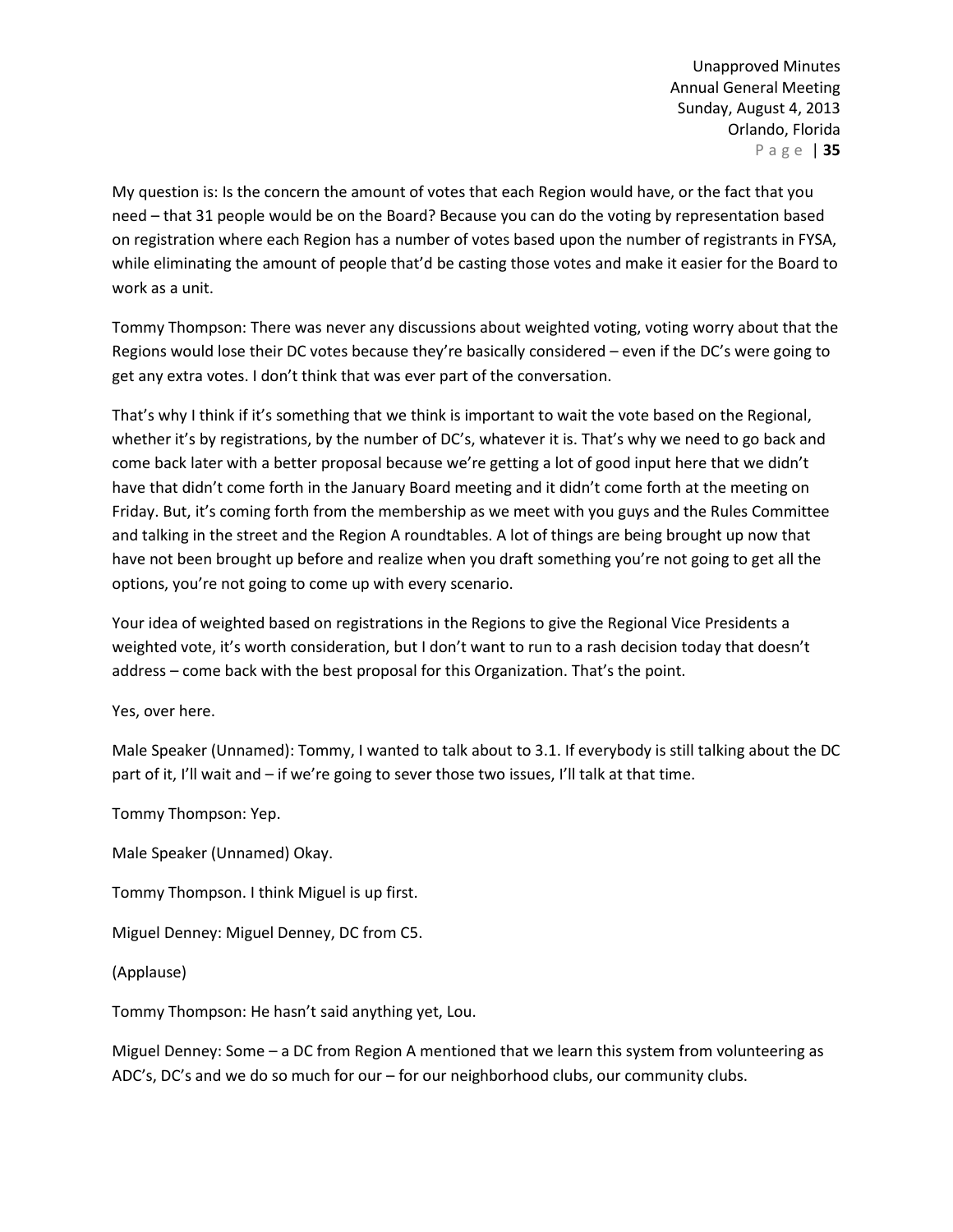My question is: Is the concern the amount of votes that each Region would have, or the fact that you need – that 31 people would be on the Board? Because you can do the voting by representation based on registration where each Region has a number of votes based upon the number of registrants in FYSA, while eliminating the amount of people that'd be casting those votes and make it easier for the Board to work as a unit.

Tommy Thompson: There was never any discussions about weighted voting, voting worry about that the Regions would lose their DC votes because they're basically considered – even if the DC's were going to get any extra votes. I don't think that was ever part of the conversation.

That's why I think if it's something that we think is important to wait the vote based on the Regional, whether it's by registrations, by the number of DC's, whatever it is. That's why we need to go back and come back later with a better proposal because we're getting a lot of good input here that we didn't have that didn't come forth in the January Board meeting and it didn't come forth at the meeting on Friday. But, it's coming forth from the membership as we meet with you guys and the Rules Committee and talking in the street and the Region A roundtables. A lot of things are being brought up now that have not been brought up before and realize when you draft something you're not going to get all the options, you're not going to come up with every scenario.

Your idea of weighted based on registrations in the Regions to give the Regional Vice Presidents a weighted vote, it's worth consideration, but I don't want to run to a rash decision today that doesn't address – come back with the best proposal for this Organization. That's the point.

Yes, over here.

Male Speaker (Unnamed): Tommy, I wanted to talk about to 3.1. If everybody is still talking about the DC part of it, I'll wait and – if we're going to sever those two issues, I'll talk at that time.

Tommy Thompson: Yep.

Male Speaker (Unnamed) Okay.

Tommy Thompson. I think Miguel is up first.

Miguel Denney: Miguel Denney, DC from C5.

(Applause)

Tommy Thompson: He hasn't said anything yet, Lou.

Miguel Denney: Some – a DC from Region A mentioned that we learn this system from volunteering as ADC's, DC's and we do so much for our – for our neighborhood clubs, our community clubs.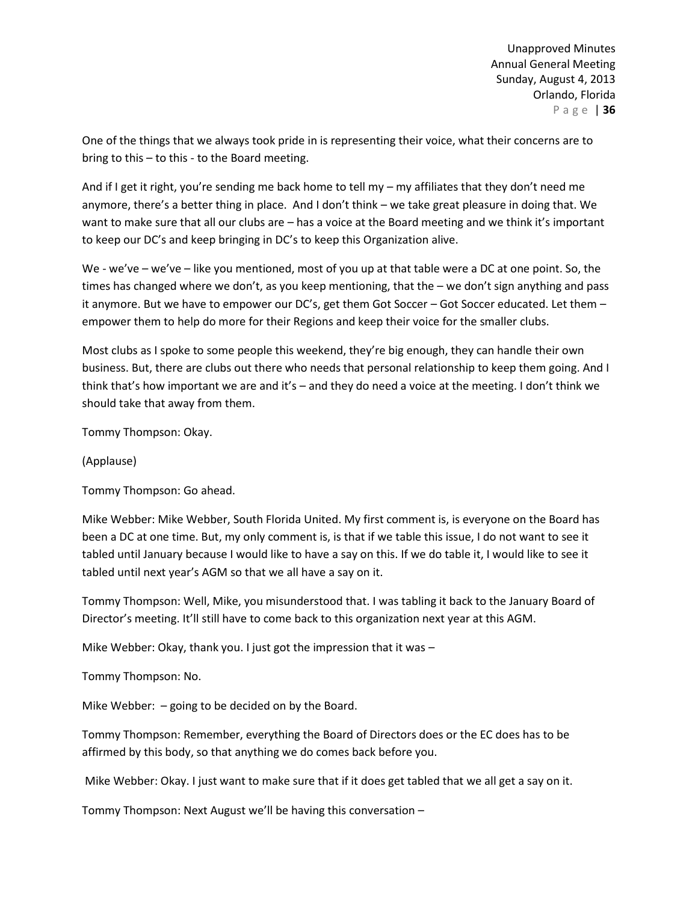One of the things that we always took pride in is representing their voice, what their concerns are to bring to this – to this - to the Board meeting.

And if I get it right, you're sending me back home to tell my – my affiliates that they don't need me anymore, there's a better thing in place. And I don't think – we take great pleasure in doing that. We want to make sure that all our clubs are – has a voice at the Board meeting and we think it's important to keep our DC's and keep bringing in DC's to keep this Organization alive.

We - we've – we've – like you mentioned, most of you up at that table were a DC at one point. So, the times has changed where we don't, as you keep mentioning, that the – we don't sign anything and pass it anymore. But we have to empower our DC's, get them Got Soccer – Got Soccer educated. Let them – empower them to help do more for their Regions and keep their voice for the smaller clubs.

Most clubs as I spoke to some people this weekend, they're big enough, they can handle their own business. But, there are clubs out there who needs that personal relationship to keep them going. And I think that's how important we are and it's – and they do need a voice at the meeting. I don't think we should take that away from them.

Tommy Thompson: Okay.

(Applause)

Tommy Thompson: Go ahead.

Mike Webber: Mike Webber, South Florida United. My first comment is, is everyone on the Board has been a DC at one time. But, my only comment is, is that if we table this issue, I do not want to see it tabled until January because I would like to have a say on this. If we do table it, I would like to see it tabled until next year's AGM so that we all have a say on it.

Tommy Thompson: Well, Mike, you misunderstood that. I was tabling it back to the January Board of Director's meeting. It'll still have to come back to this organization next year at this AGM.

Mike Webber: Okay, thank you. I just got the impression that it was –

Tommy Thompson: No.

Mike Webber: – going to be decided on by the Board.

Tommy Thompson: Remember, everything the Board of Directors does or the EC does has to be affirmed by this body, so that anything we do comes back before you.

Mike Webber: Okay. I just want to make sure that if it does get tabled that we all get a say on it.

Tommy Thompson: Next August we'll be having this conversation –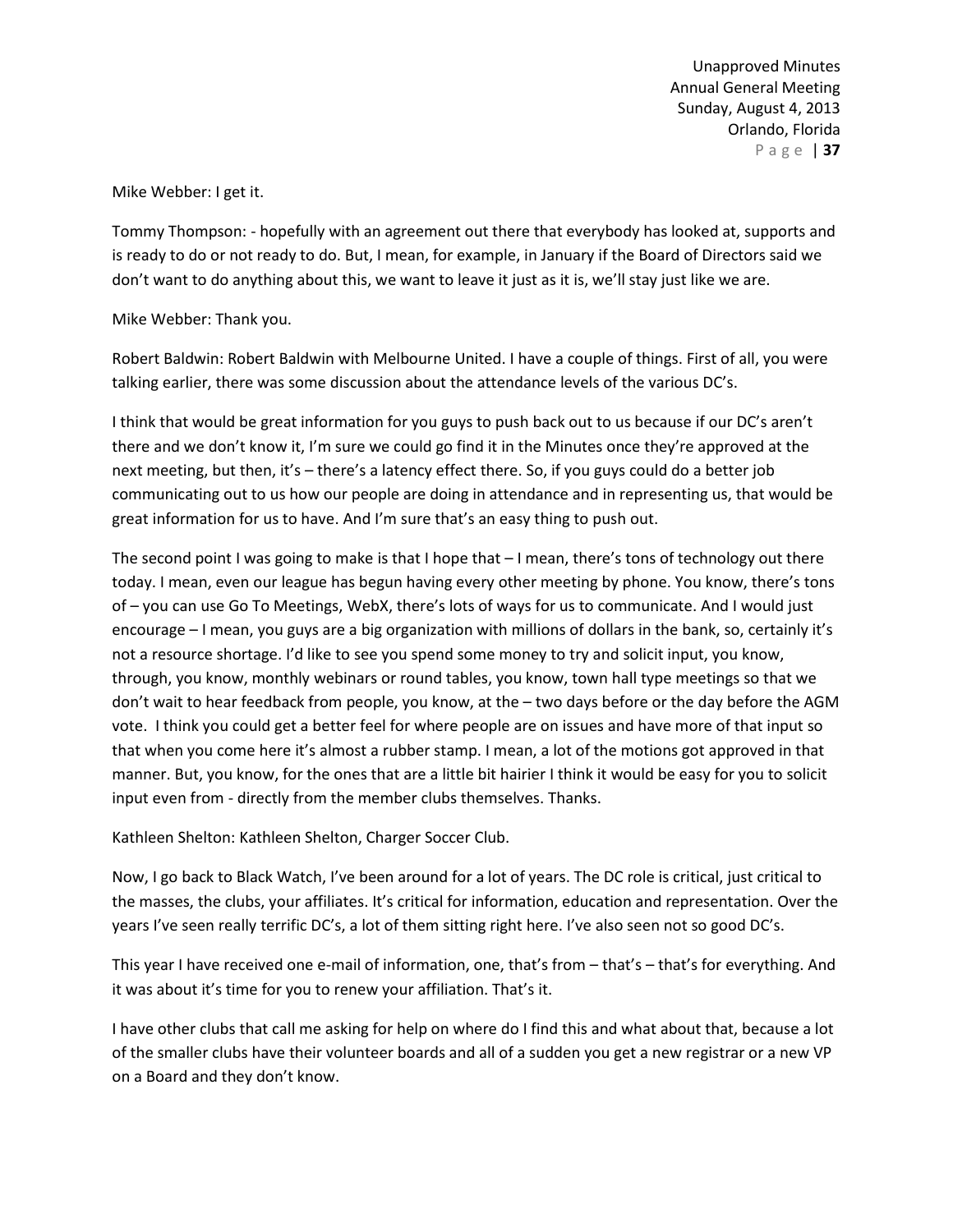Mike Webber: I get it.

Tommy Thompson: - hopefully with an agreement out there that everybody has looked at, supports and is ready to do or not ready to do. But, I mean, for example, in January if the Board of Directors said we don't want to do anything about this, we want to leave it just as it is, we'll stay just like we are.

Mike Webber: Thank you.

Robert Baldwin: Robert Baldwin with Melbourne United. I have a couple of things. First of all, you were talking earlier, there was some discussion about the attendance levels of the various DC's.

I think that would be great information for you guys to push back out to us because if our DC's aren't there and we don't know it, I'm sure we could go find it in the Minutes once they're approved at the next meeting, but then, it's – there's a latency effect there. So, if you guys could do a better job communicating out to us how our people are doing in attendance and in representing us, that would be great information for us to have. And I'm sure that's an easy thing to push out.

The second point I was going to make is that I hope that – I mean, there's tons of technology out there today. I mean, even our league has begun having every other meeting by phone. You know, there's tons of – you can use Go To Meetings, WebX, there's lots of ways for us to communicate. And I would just encourage – I mean, you guys are a big organization with millions of dollars in the bank, so, certainly it's not a resource shortage. I'd like to see you spend some money to try and solicit input, you know, through, you know, monthly webinars or round tables, you know, town hall type meetings so that we don't wait to hear feedback from people, you know, at the – two days before or the day before the AGM vote. I think you could get a better feel for where people are on issues and have more of that input so that when you come here it's almost a rubber stamp. I mean, a lot of the motions got approved in that manner. But, you know, for the ones that are a little bit hairier I think it would be easy for you to solicit input even from - directly from the member clubs themselves. Thanks.

Kathleen Shelton: Kathleen Shelton, Charger Soccer Club.

Now, I go back to Black Watch, I've been around for a lot of years. The DC role is critical, just critical to the masses, the clubs, your affiliates. It's critical for information, education and representation. Over the years I've seen really terrific DC's, a lot of them sitting right here. I've also seen not so good DC's.

This year I have received one e-mail of information, one, that's from – that's – that's for everything. And it was about it's time for you to renew your affiliation. That's it.

I have other clubs that call me asking for help on where do I find this and what about that, because a lot of the smaller clubs have their volunteer boards and all of a sudden you get a new registrar or a new VP on a Board and they don't know.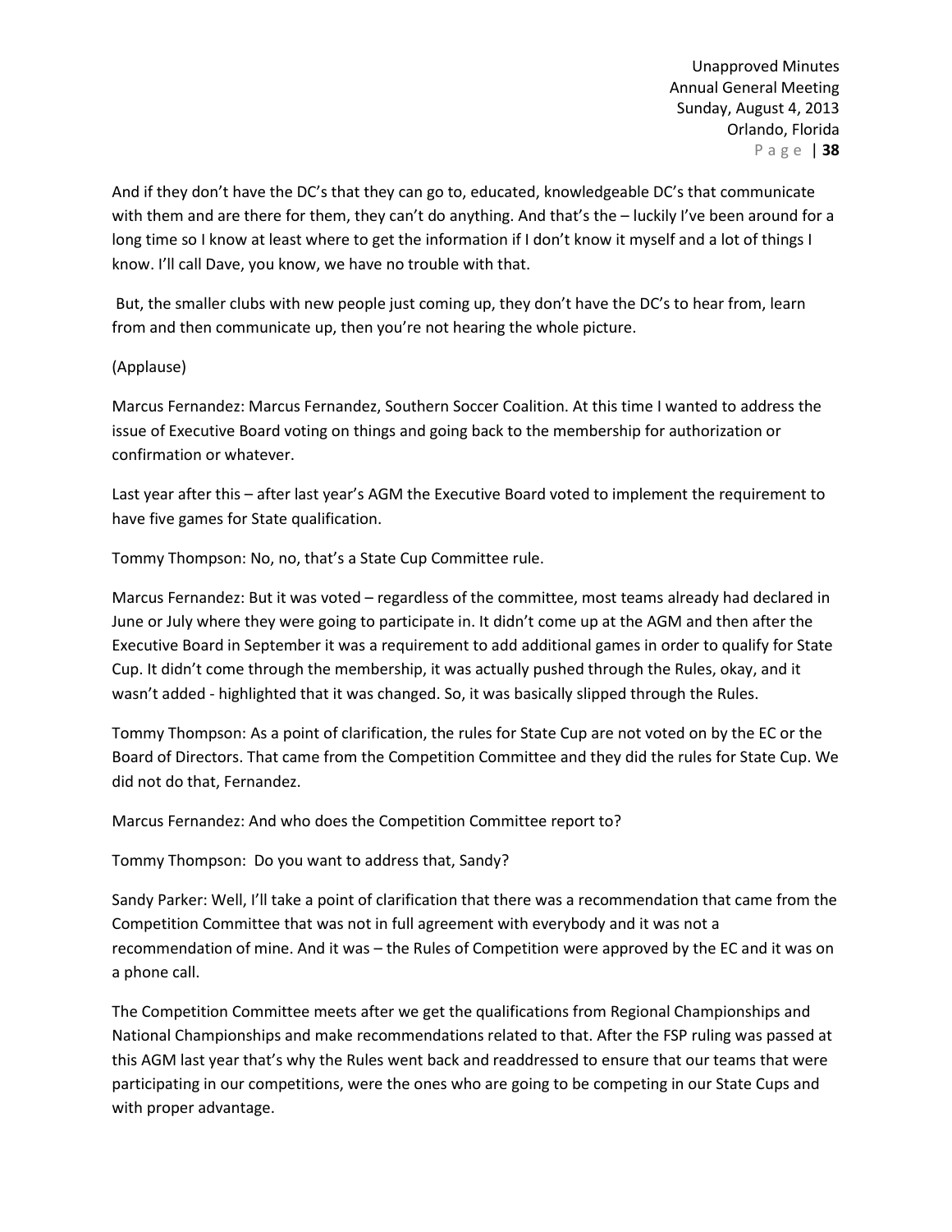And if they don't have the DC's that they can go to, educated, knowledgeable DC's that communicate with them and are there for them, they can't do anything. And that's the – luckily I've been around for a long time so I know at least where to get the information if I don't know it myself and a lot of things I know. I'll call Dave, you know, we have no trouble with that.

But, the smaller clubs with new people just coming up, they don't have the DC's to hear from, learn from and then communicate up, then you're not hearing the whole picture.

(Applause)

Marcus Fernandez: Marcus Fernandez, Southern Soccer Coalition. At this time I wanted to address the issue of Executive Board voting on things and going back to the membership for authorization or confirmation or whatever.

Last year after this – after last year's AGM the Executive Board voted to implement the requirement to have five games for State qualification.

Tommy Thompson: No, no, that's a State Cup Committee rule.

Marcus Fernandez: But it was voted – regardless of the committee, most teams already had declared in June or July where they were going to participate in. It didn't come up at the AGM and then after the Executive Board in September it was a requirement to add additional games in order to qualify for State Cup. It didn't come through the membership, it was actually pushed through the Rules, okay, and it wasn't added - highlighted that it was changed. So, it was basically slipped through the Rules.

Tommy Thompson: As a point of clarification, the rules for State Cup are not voted on by the EC or the Board of Directors. That came from the Competition Committee and they did the rules for State Cup. We did not do that, Fernandez.

Marcus Fernandez: And who does the Competition Committee report to?

Tommy Thompson: Do you want to address that, Sandy?

Sandy Parker: Well, I'll take a point of clarification that there was a recommendation that came from the Competition Committee that was not in full agreement with everybody and it was not a recommendation of mine. And it was – the Rules of Competition were approved by the EC and it was on a phone call.

The Competition Committee meets after we get the qualifications from Regional Championships and National Championships and make recommendations related to that. After the FSP ruling was passed at this AGM last year that's why the Rules went back and readdressed to ensure that our teams that were participating in our competitions, were the ones who are going to be competing in our State Cups and with proper advantage.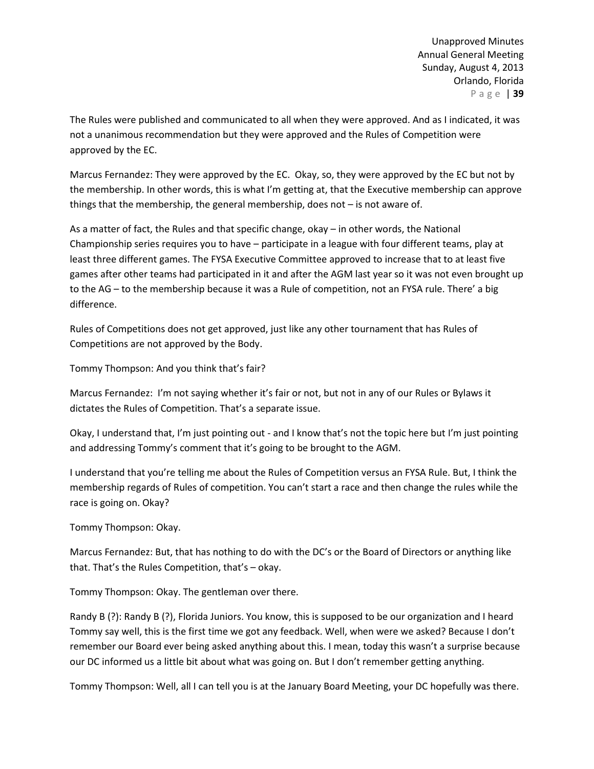The Rules were published and communicated to all when they were approved. And as I indicated, it was not a unanimous recommendation but they were approved and the Rules of Competition were approved by the EC.

Marcus Fernandez: They were approved by the EC. Okay, so, they were approved by the EC but not by the membership. In other words, this is what I'm getting at, that the Executive membership can approve things that the membership, the general membership, does not – is not aware of.

As a matter of fact, the Rules and that specific change, okay – in other words, the National Championship series requires you to have – participate in a league with four different teams, play at least three different games. The FYSA Executive Committee approved to increase that to at least five games after other teams had participated in it and after the AGM last year so it was not even brought up to the AG – to the membership because it was a Rule of competition, not an FYSA rule. There' a big difference.

Rules of Competitions does not get approved, just like any other tournament that has Rules of Competitions are not approved by the Body.

Tommy Thompson: And you think that's fair?

Marcus Fernandez: I'm not saying whether it's fair or not, but not in any of our Rules or Bylaws it dictates the Rules of Competition. That's a separate issue.

Okay, I understand that, I'm just pointing out - and I know that's not the topic here but I'm just pointing and addressing Tommy's comment that it's going to be brought to the AGM.

I understand that you're telling me about the Rules of Competition versus an FYSA Rule. But, I think the membership regards of Rules of competition. You can't start a race and then change the rules while the race is going on. Okay?

Tommy Thompson: Okay.

Marcus Fernandez: But, that has nothing to do with the DC's or the Board of Directors or anything like that. That's the Rules Competition, that's – okay.

Tommy Thompson: Okay. The gentleman over there.

Randy B (?): Randy B (?), Florida Juniors. You know, this is supposed to be our organization and I heard Tommy say well, this is the first time we got any feedback. Well, when were we asked? Because I don't remember our Board ever being asked anything about this. I mean, today this wasn't a surprise because our DC informed us a little bit about what was going on. But I don't remember getting anything.

Tommy Thompson: Well, all I can tell you is at the January Board Meeting, your DC hopefully was there.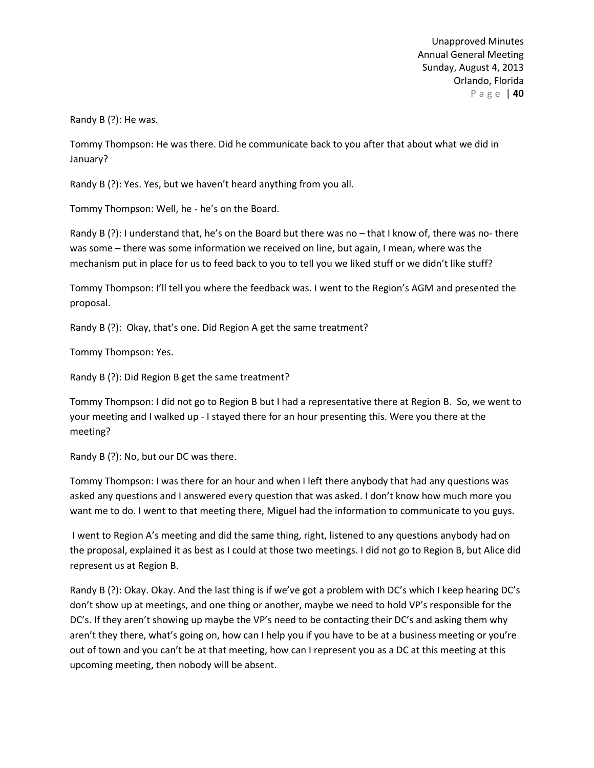Randy B (?): He was.

Tommy Thompson: He was there. Did he communicate back to you after that about what we did in January?

Randy B (?): Yes. Yes, but we haven't heard anything from you all.

Tommy Thompson: Well, he - he's on the Board.

Randy B (?): I understand that, he's on the Board but there was no – that I know of, there was no- there was some – there was some information we received on line, but again, I mean, where was the mechanism put in place for us to feed back to you to tell you we liked stuff or we didn't like stuff?

Tommy Thompson: I'll tell you where the feedback was. I went to the Region's AGM and presented the proposal.

Randy B (?): Okay, that's one. Did Region A get the same treatment?

Tommy Thompson: Yes.

Randy B (?): Did Region B get the same treatment?

Tommy Thompson: I did not go to Region B but I had a representative there at Region B. So, we went to your meeting and I walked up - I stayed there for an hour presenting this. Were you there at the meeting?

Randy B (?): No, but our DC was there.

Tommy Thompson: I was there for an hour and when I left there anybody that had any questions was asked any questions and I answered every question that was asked. I don't know how much more you want me to do. I went to that meeting there, Miguel had the information to communicate to you guys.

I went to Region A's meeting and did the same thing, right, listened to any questions anybody had on the proposal, explained it as best as I could at those two meetings. I did not go to Region B, but Alice did represent us at Region B.

Randy B (?): Okay. Okay. And the last thing is if we've got a problem with DC's which I keep hearing DC's don't show up at meetings, and one thing or another, maybe we need to hold VP's responsible for the DC's. If they aren't showing up maybe the VP's need to be contacting their DC's and asking them why aren't they there, what's going on, how can I help you if you have to be at a business meeting or you're out of town and you can't be at that meeting, how can I represent you as a DC at this meeting at this upcoming meeting, then nobody will be absent.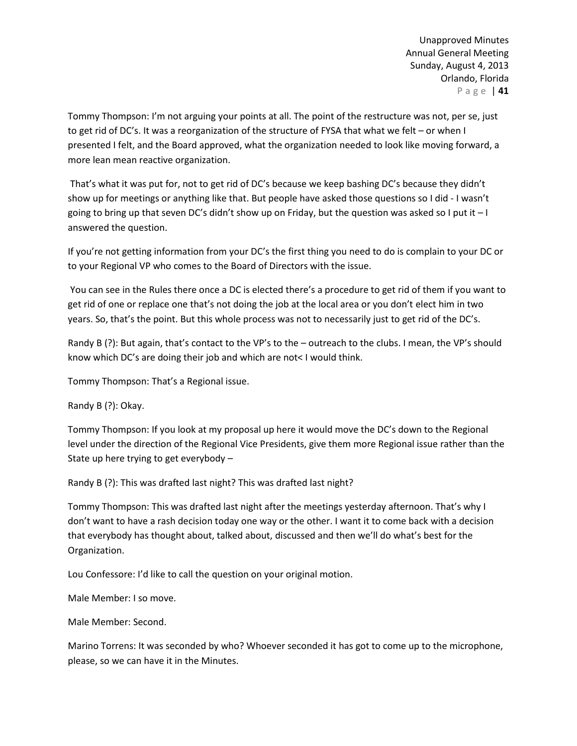Tommy Thompson: I'm not arguing your points at all. The point of the restructure was not, per se, just to get rid of DC's. It was a reorganization of the structure of FYSA that what we felt – or when I presented I felt, and the Board approved, what the organization needed to look like moving forward, a more lean mean reactive organization.

That's what it was put for, not to get rid of DC's because we keep bashing DC's because they didn't show up for meetings or anything like that. But people have asked those questions so I did - I wasn't going to bring up that seven DC's didn't show up on Friday, but the question was asked so I put it – I answered the question.

If you're not getting information from your DC's the first thing you need to do is complain to your DC or to your Regional VP who comes to the Board of Directors with the issue.

You can see in the Rules there once a DC is elected there's a procedure to get rid of them if you want to get rid of one or replace one that's not doing the job at the local area or you don't elect him in two years. So, that's the point. But this whole process was not to necessarily just to get rid of the DC's.

Randy B (?): But again, that's contact to the VP's to the – outreach to the clubs. I mean, the VP's should know which DC's are doing their job and which are not< I would think.

Tommy Thompson: That's a Regional issue.

Randy B (?): Okay.

Tommy Thompson: If you look at my proposal up here it would move the DC's down to the Regional level under the direction of the Regional Vice Presidents, give them more Regional issue rather than the State up here trying to get everybody –

Randy B (?): This was drafted last night? This was drafted last night?

Tommy Thompson: This was drafted last night after the meetings yesterday afternoon. That's why I don't want to have a rash decision today one way or the other. I want it to come back with a decision that everybody has thought about, talked about, discussed and then we'll do what's best for the Organization.

Lou Confessore: I'd like to call the question on your original motion.

Male Member: I so move.

Male Member: Second.

Marino Torrens: It was seconded by who? Whoever seconded it has got to come up to the microphone, please, so we can have it in the Minutes.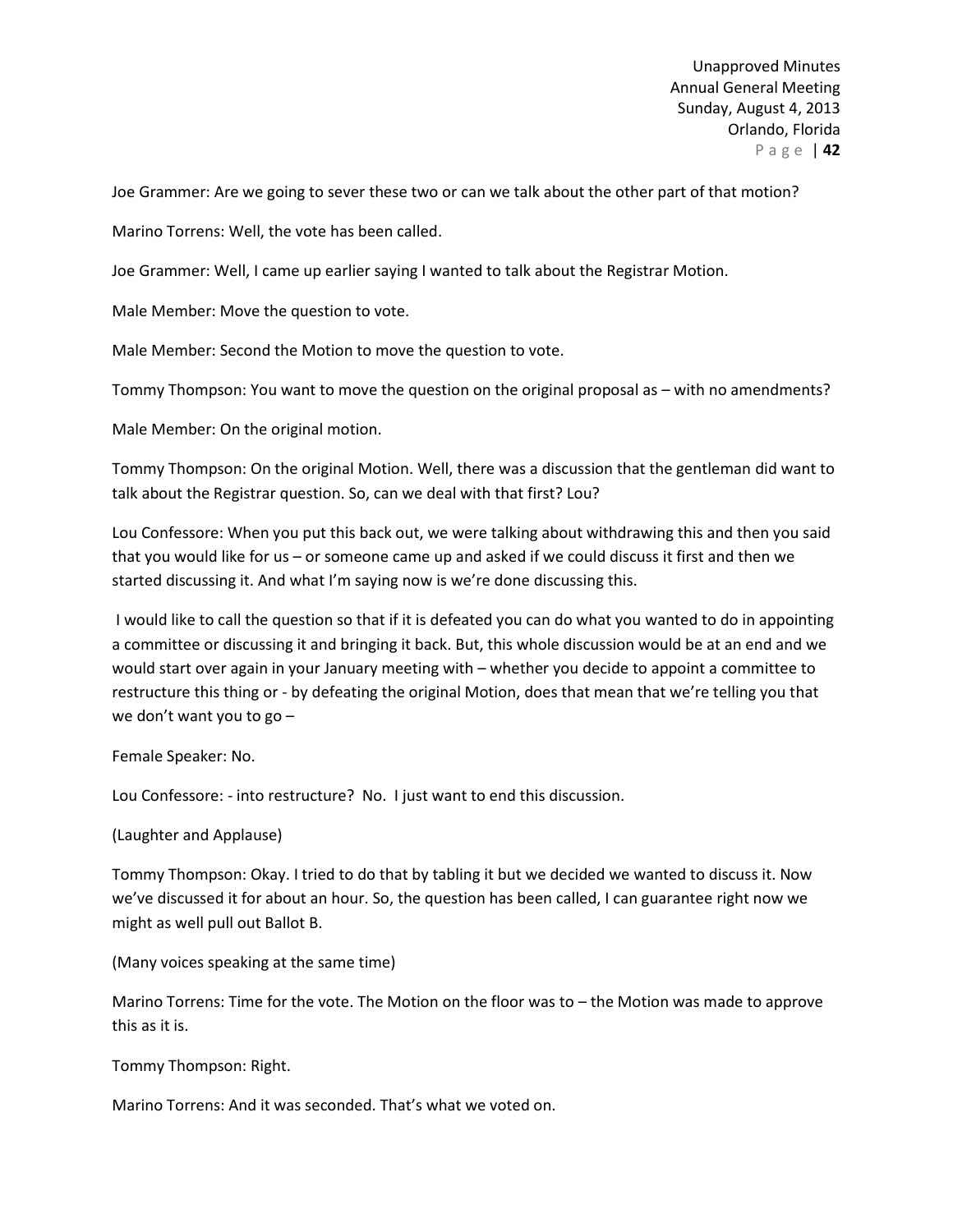Joe Grammer: Are we going to sever these two or can we talk about the other part of that motion?

Marino Torrens: Well, the vote has been called.

Joe Grammer: Well, I came up earlier saying I wanted to talk about the Registrar Motion.

Male Member: Move the question to vote.

Male Member: Second the Motion to move the question to vote.

Tommy Thompson: You want to move the question on the original proposal as – with no amendments?

Male Member: On the original motion.

Tommy Thompson: On the original Motion. Well, there was a discussion that the gentleman did want to talk about the Registrar question. So, can we deal with that first? Lou?

Lou Confessore: When you put this back out, we were talking about withdrawing this and then you said that you would like for us – or someone came up and asked if we could discuss it first and then we started discussing it. And what I'm saying now is we're done discussing this.

I would like to call the question so that if it is defeated you can do what you wanted to do in appointing a committee or discussing it and bringing it back. But, this whole discussion would be at an end and we would start over again in your January meeting with – whether you decide to appoint a committee to restructure this thing or - by defeating the original Motion, does that mean that we're telling you that we don't want you to go –

Female Speaker: No.

Lou Confessore: - into restructure? No. I just want to end this discussion.

(Laughter and Applause)

Tommy Thompson: Okay. I tried to do that by tabling it but we decided we wanted to discuss it. Now we've discussed it for about an hour. So, the question has been called, I can guarantee right now we might as well pull out Ballot B.

(Many voices speaking at the same time)

Marino Torrens: Time for the vote. The Motion on the floor was to – the Motion was made to approve this as it is.

Tommy Thompson: Right.

Marino Torrens: And it was seconded. That's what we voted on.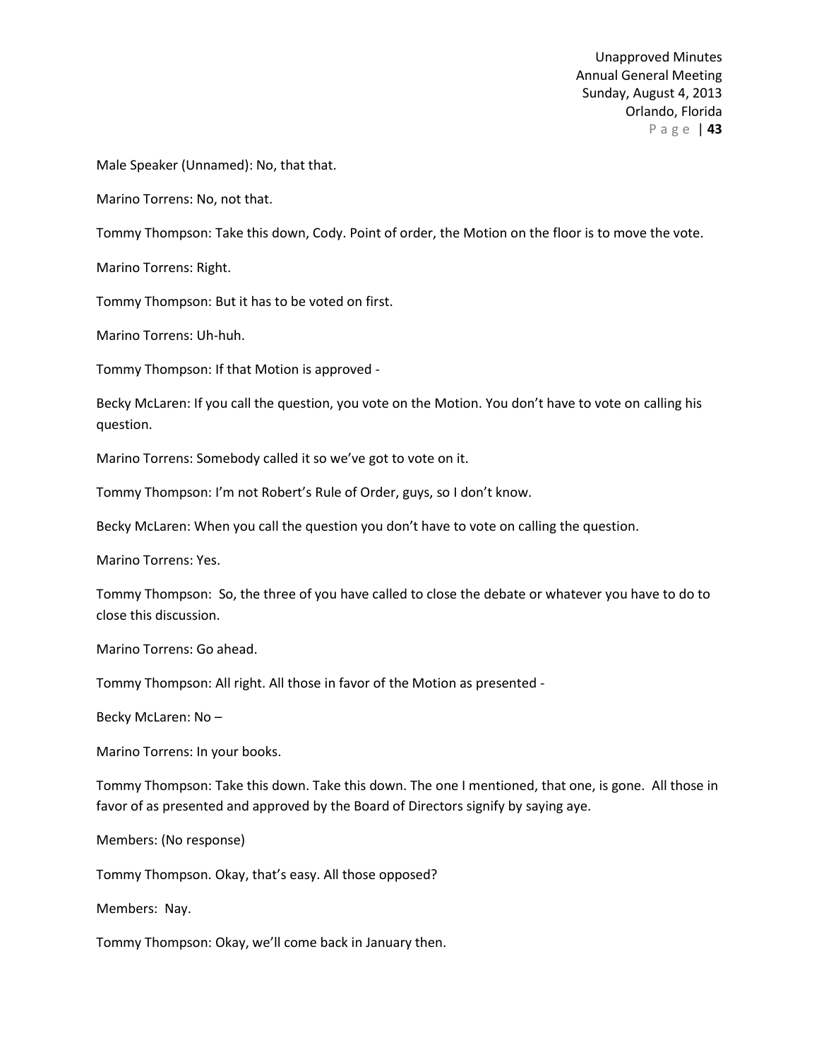Male Speaker (Unnamed): No, that that.

Marino Torrens: No, not that.

Tommy Thompson: Take this down, Cody. Point of order, the Motion on the floor is to move the vote.

Marino Torrens: Right.

Tommy Thompson: But it has to be voted on first.

Marino Torrens: Uh-huh.

Tommy Thompson: If that Motion is approved -

Becky McLaren: If you call the question, you vote on the Motion. You don't have to vote on calling his question.

Marino Torrens: Somebody called it so we've got to vote on it.

Tommy Thompson: I'm not Robert's Rule of Order, guys, so I don't know.

Becky McLaren: When you call the question you don't have to vote on calling the question.

Marino Torrens: Yes.

Tommy Thompson: So, the three of you have called to close the debate or whatever you have to do to close this discussion.

Marino Torrens: Go ahead.

Tommy Thompson: All right. All those in favor of the Motion as presented -

Becky McLaren: No –

Marino Torrens: In your books.

Tommy Thompson: Take this down. Take this down. The one I mentioned, that one, is gone. All those in favor of as presented and approved by the Board of Directors signify by saying aye.

Members: (No response)

Tommy Thompson. Okay, that's easy. All those opposed?

Members: Nay.

Tommy Thompson: Okay, we'll come back in January then.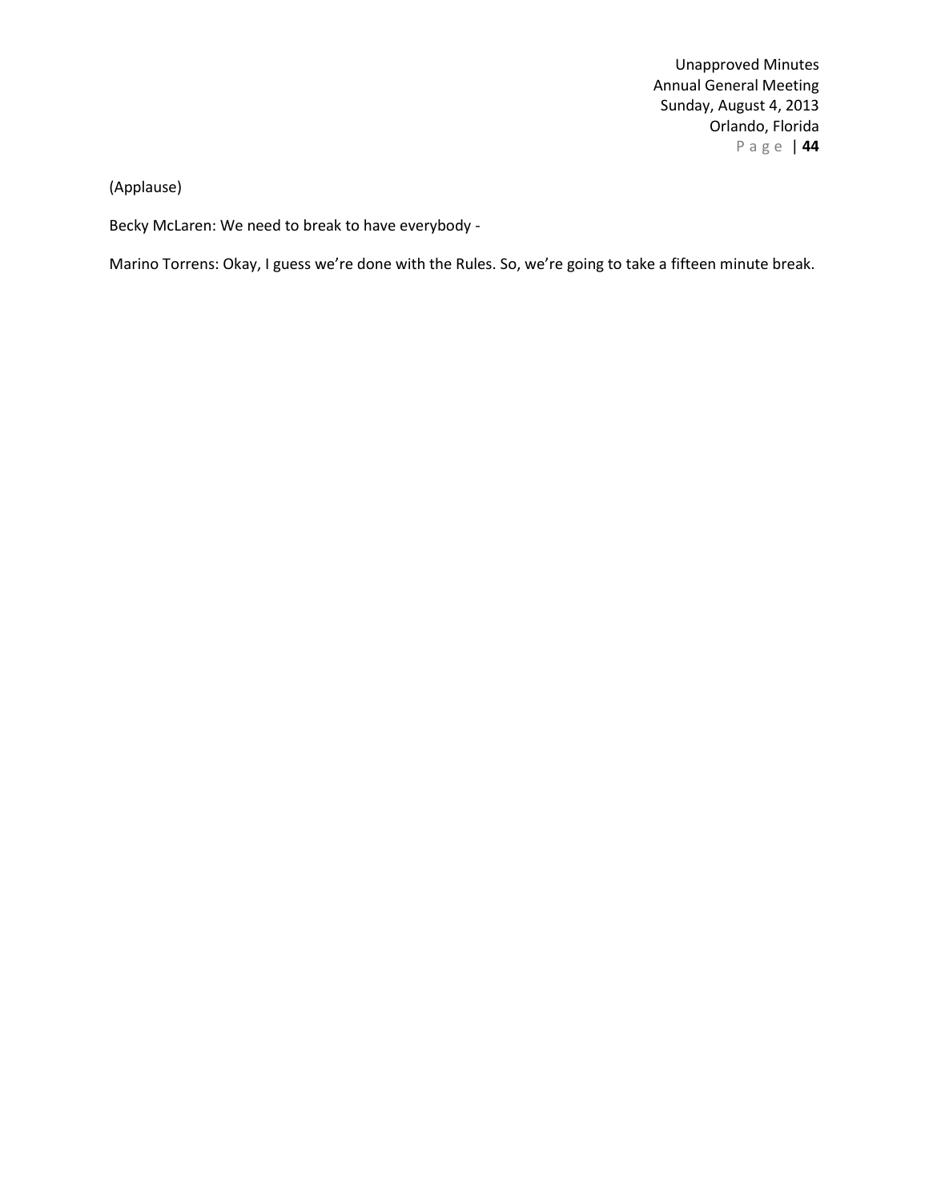(Applause)

Becky McLaren: We need to break to have everybody -

Marino Torrens: Okay, I guess we're done with the Rules. So, we're going to take a fifteen minute break.